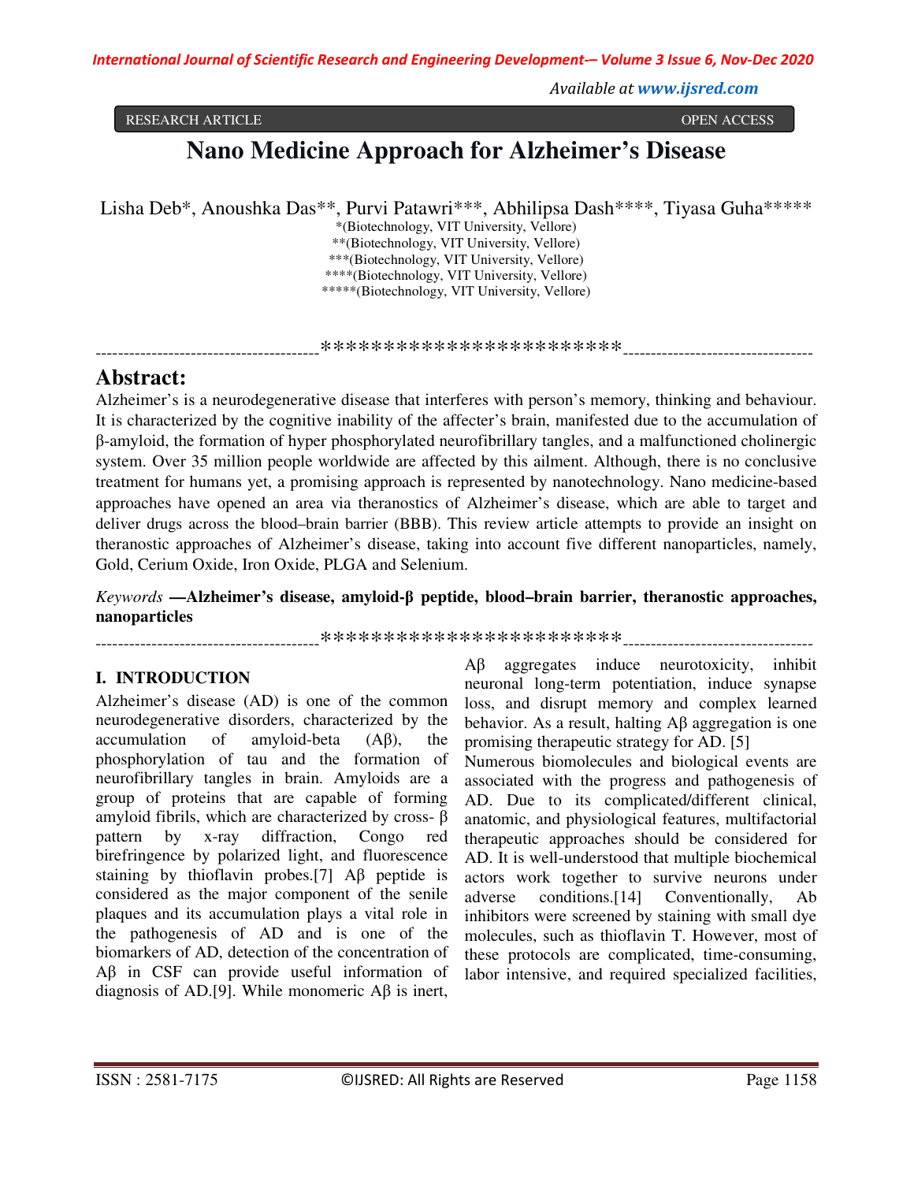RESEARCH ARTICLE OPEN ACCESS

# Nano Medicine Approach for Alzheimer's Disease

Lisha Deb*, Anoushka Das**, Purvi Patawri***, Abhilipsa Dash****, Tiyasa Guha*****

*(Biotechnology, VIT University, Vellore)
**(Biotechnology, VIT University, Vellore)
***(Biotechnology, VIT University, Vellore)
****(Biotechnology, VIT University, Vellore)
*****(Biotechnology, VIT University, Vellore)

----------------------------------------************************----------------------------------

## Abstract:

Alzheimer's is a neurodegenerative disease that interferes with person's memory, thinking and behaviour. It is characterized by the cognitive inability of the affecter's brain, manifested due to the accumulation of β-amyloid, the formation of hyper phosphorylated neurofibrillary tangles, and a malfunctioned cholinergic system. Over 35 million people worldwide are affected by this ailment. Although, there is no conclusive treatment for humans yet, a promising approach is represented by nanotechnology. Nano medicine-based approaches have opened an area via theranostics of Alzheimer's disease, which are able to target and deliver drugs across the blood–brain barrier (BBB). This review article attempts to provide an insight on theranostic approaches of Alzheimer's disease, taking into account five different nanoparticles, namely, Gold, Cerium Oxide, Iron Oxide, PLGA and Selenium.

*Keywords* **—Alzheimer's disease, amyloid-β peptide, blood–brain barrier, theranostic approaches, nanoparticles**

----------------------------------------************************----------------------------------

## I. INTRODUCTION

Alzheimer's disease (AD) is one of the common neurodegenerative disorders, characterized by the accumulation of amyloid-beta (Aβ), the phosphorylation of tau and the formation of neurofibrillary tangles in brain. Amyloids are a group of proteins that are capable of forming amyloid fibrils, which are characterized by cross- β pattern by x-ray diffraction, Congo red birefringence by polarized light, and fluorescence staining by thioflavin probes.[7] Aβ peptide is considered as the major component of the senile plaques and its accumulation plays a vital role in the pathogenesis of AD and is one of the biomarkers of AD, detection of the concentration of Aβ in CSF can provide useful information of diagnosis of AD.[9]. While monomeric Aβ is inert, Aβ aggregates induce neurotoxicity, inhibit neuronal long-term potentiation, induce synapse loss, and disrupt memory and complex learned behavior. As a result, halting Aβ aggregation is one promising therapeutic strategy for AD. [5]

Numerous biomolecules and biological events are associated with the progress and pathogenesis of AD. Due to its complicated/different clinical, anatomic, and physiological features, multifactorial therapeutic approaches should be considered for AD. It is well-understood that multiple biochemical actors work together to survive neurons under adverse conditions.[14] Conventionally, Ab inhibitors were screened by staining with small dye molecules, such as thioflavin T. However, most of these protocols are complicated, time-consuming, labor intensive, and required specialized facilities,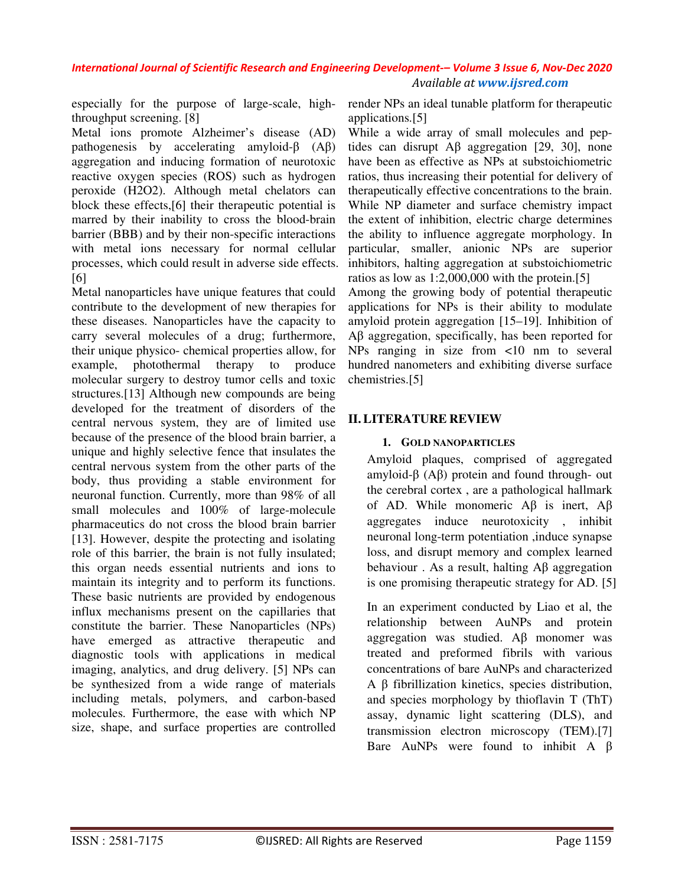especially for the purpose of large-scale, high-throughput screening. [8]

Metal ions promote Alzheimer's disease (AD) pathogenesis by accelerating amyloid-β (Aβ) aggregation and inducing formation of neurotoxic reactive oxygen species (ROS) such as hydrogen peroxide (H2O2). Although metal chelators can block these effects,[6] their therapeutic potential is marred by their inability to cross the blood-brain barrier (BBB) and by their non-specific interactions with metal ions necessary for normal cellular processes, which could result in adverse side effects. [6]

Metal nanoparticles have unique features that could contribute to the development of new therapies for these diseases. Nanoparticles have the capacity to carry several molecules of a drug; furthermore, their unique physico- chemical properties allow, for example, photothermal therapy to produce molecular surgery to destroy tumor cells and toxic structures.[13] Although new compounds are being developed for the treatment of disorders of the central nervous system, they are of limited use because of the presence of the blood brain barrier, a unique and highly selective fence that insulates the central nervous system from the other parts of the body, thus providing a stable environment for neuronal function. Currently, more than 98% of all small molecules and 100% of large-molecule pharmaceutics do not cross the blood brain barrier [13]. However, despite the protecting and isolating role of this barrier, the brain is not fully insulated; this organ needs essential nutrients and ions to maintain its integrity and to perform its functions. These basic nutrients are provided by endogenous influx mechanisms present on the capillaries that constitute the barrier. These Nanoparticles (NPs) have emerged as attractive therapeutic and diagnostic tools with applications in medical imaging, analytics, and drug delivery. [5] NPs can be synthesized from a wide range of materials including metals, polymers, and carbon-based molecules. Furthermore, the ease with which NP size, shape, and surface properties are controlled render NPs an ideal tunable platform for therapeutic applications.[5]

While a wide array of small molecules and peptides can disrupt Aβ aggregation [29, 30], none have been as effective as NPs at substoichiometric ratios, thus increasing their potential for delivery of therapeutically effective concentrations to the brain. While NP diameter and surface chemistry impact the extent of inhibition, electric charge determines the ability to influence aggregate morphology. In particular, smaller, anionic NPs are superior inhibitors, halting aggregation at substoichiometric ratios as low as 1:2,000,000 with the protein.[5]

Among the growing body of potential therapeutic applications for NPs is their ability to modulate amyloid protein aggregation [15–19]. Inhibition of Aβ aggregation, specifically, has been reported for NPs ranging in size from <10 nm to several hundred nanometers and exhibiting diverse surface chemistries.[5]

## II. LITERATURE REVIEW

### 1. Gold nanoparticles

Amyloid plaques, comprised of aggregated amyloid-β (Aβ) protein and found through- out the cerebral cortex , are a pathological hallmark of AD. While monomeric Aβ is inert, Aβ aggregates induce neurotoxicity , inhibit neuronal long-term potentiation ,induce synapse loss, and disrupt memory and complex learned behaviour . As a result, halting Aβ aggregation is one promising therapeutic strategy for AD. [5]

In an experiment conducted by Liao et al, the relationship between AuNPs and protein aggregation was studied. Aβ monomer was treated and preformed fibrils with various concentrations of bare AuNPs and characterized A β fibrillization kinetics, species distribution, and species morphology by thioflavin T (ThT) assay, dynamic light scattering (DLS), and transmission electron microscopy (TEM).[7] Bare AuNPs were found to inhibit A β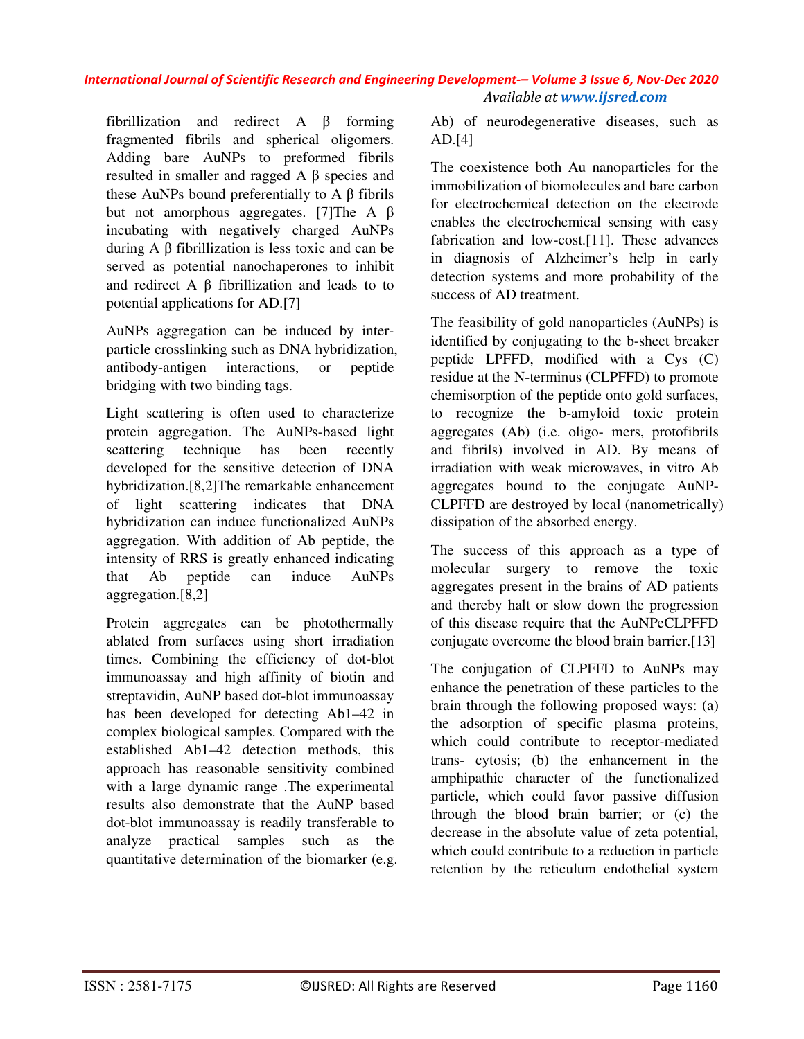fibrillization and redirect A β forming fragmented fibrils and spherical oligomers. Adding bare AuNPs to preformed fibrils resulted in smaller and ragged A β species and these AuNPs bound preferentially to A β fibrils but not amorphous aggregates. [7]The A β incubating with negatively charged AuNPs during A β fibrillization is less toxic and can be served as potential nanochaperones to inhibit and redirect A β fibrillization and leads to to potential applications for AD.[7]

AuNPs aggregation can be induced by inter-particle crosslinking such as DNA hybridization, antibody-antigen interactions, or peptide bridging with two binding tags.

Light scattering is often used to characterize protein aggregation. The AuNPs-based light scattering technique has been recently developed for the sensitive detection of DNA hybridization.[8,2]The remarkable enhancement of light scattering indicates that DNA hybridization can induce functionalized AuNPs aggregation. With addition of Ab peptide, the intensity of RRS is greatly enhanced indicating that Ab peptide can induce AuNPs aggregation.[8,2]

Protein aggregates can be photothermally ablated from surfaces using short irradiation times. Combining the efficiency of dot-blot immunoassay and high affinity of biotin and streptavidin, AuNP based dot-blot immunoassay has been developed for detecting Ab1–42 in complex biological samples. Compared with the established Ab1–42 detection methods, this approach has reasonable sensitivity combined with a large dynamic range .The experimental results also demonstrate that the AuNP based dot-blot immunoassay is readily transferable to analyze practical samples such as the quantitative determination of the biomarker (e.g. Ab) of neurodegenerative diseases, such as AD.[4]

The coexistence both Au nanoparticles for the immobilization of biomolecules and bare carbon for electrochemical detection on the electrode enables the electrochemical sensing with easy fabrication and low-cost.[11]. These advances in diagnosis of Alzheimer's help in early detection systems and more probability of the success of AD treatment.

The feasibility of gold nanoparticles (AuNPs) is identified by conjugating to the b-sheet breaker peptide LPFFD, modified with a Cys (C) residue at the N-terminus (CLPFFD) to promote chemisorption of the peptide onto gold surfaces, to recognize the b-amyloid toxic protein aggregates (Ab) (i.e. oligo- mers, protofibrils and fibrils) involved in AD. By means of irradiation with weak microwaves, in vitro Ab aggregates bound to the conjugate AuNP-CLPFFD are destroyed by local (nanometrically) dissipation of the absorbed energy.

The success of this approach as a type of molecular surgery to remove the toxic aggregates present in the brains of AD patients and thereby halt or slow down the progression of this disease require that the AuNPeCLPFFD conjugate overcome the blood brain barrier.[13]

The conjugation of CLPFFD to AuNPs may enhance the penetration of these particles to the brain through the following proposed ways: (a) the adsorption of specific plasma proteins, which could contribute to receptor-mediated trans- cytosis; (b) the enhancement in the amphipathic character of the functionalized particle, which could favor passive diffusion through the blood brain barrier; or (c) the decrease in the absolute value of zeta potential, which could contribute to a reduction in particle retention by the reticulum endothelial system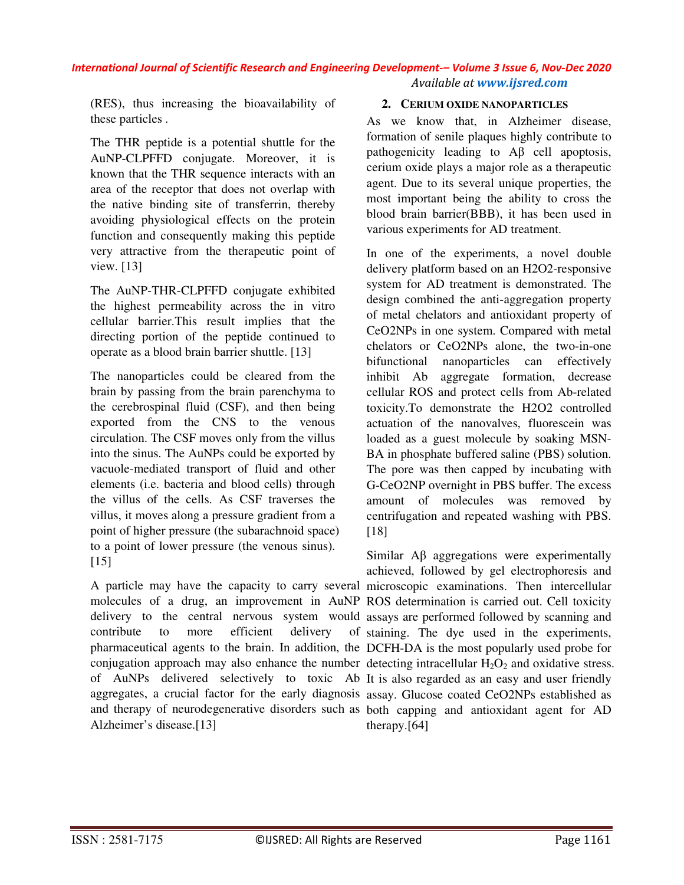(RES), thus increasing the bioavailability of these particles .

The THR peptide is a potential shuttle for the AuNP-CLPFFD conjugate. Moreover, it is known that the THR sequence interacts with an area of the receptor that does not overlap with the native binding site of transferrin, thereby avoiding physiological effects on the protein function and consequently making this peptide very attractive from the therapeutic point of view. [13]

The AuNP-THR-CLPFFD conjugate exhibited the highest permeability across the in vitro cellular barrier.This result implies that the directing portion of the peptide continued to operate as a blood brain barrier shuttle. [13]

The nanoparticles could be cleared from the brain by passing from the brain parenchyma to the cerebrospinal fluid (CSF), and then being exported from the CNS to the venous circulation. The CSF moves only from the villus into the sinus. The AuNPs could be exported by vacuole-mediated transport of fluid and other elements (i.e. bacteria and blood cells) through the villus of the cells. As CSF traverses the villus, it moves along a pressure gradient from a point of higher pressure (the subarachnoid space) to a point of lower pressure (the venous sinus). [15]

A particle may have the capacity to carry several molecules of a drug, an improvement in AuNP delivery to the central nervous system would contribute to more efficient delivery of pharmaceutical agents to the brain. In addition, the conjugation approach may also enhance the number of AuNPs delivered selectively to toxic Ab aggregates, a crucial factor for the early diagnosis and therapy of neurodegenerative disorders such as Alzheimer's disease.[13]

## 2. Cerium oxide nanoparticles

As we know that, in Alzheimer disease, formation of senile plaques highly contribute to pathogenicity leading to Aβ cell apoptosis, cerium oxide plays a major role as a therapeutic agent. Due to its several unique properties, the most important being the ability to cross the blood brain barrier(BBB), it has been used in various experiments for AD treatment.

In one of the experiments, a novel double delivery platform based on an H2O2-responsive system for AD treatment is demonstrated. The design combined the anti-aggregation property of metal chelators and antioxidant property of CeO2NPs in one system. Compared with metal chelators or CeO2NPs alone, the two-in-one bifunctional nanoparticles can effectively inhibit Ab aggregate formation, decrease cellular ROS and protect cells from Ab-related toxicity.To demonstrate the H2O2 controlled actuation of the nanovalves, fluorescein was loaded as a guest molecule by soaking MSN-BA in phosphate buffered saline (PBS) solution. The pore was then capped by incubating with G-CeO2NP overnight in PBS buffer. The excess amount of molecules was removed by centrifugation and repeated washing with PBS. [18]

Similar Aβ aggregations were experimentally achieved, followed by gel electrophoresis and microscopic examinations. Then intercellular ROS determination is carried out. Cell toxicity assays are performed followed by scanning and staining. The dye used in the experiments, DCFH-DA is the most popularly used probe for detecting intracellular $H_2O_2$ and oxidative stress. It is also regarded as an easy and user friendly assay. Glucose coated CeO2NPs established as both capping and antioxidant agent for AD therapy.[64]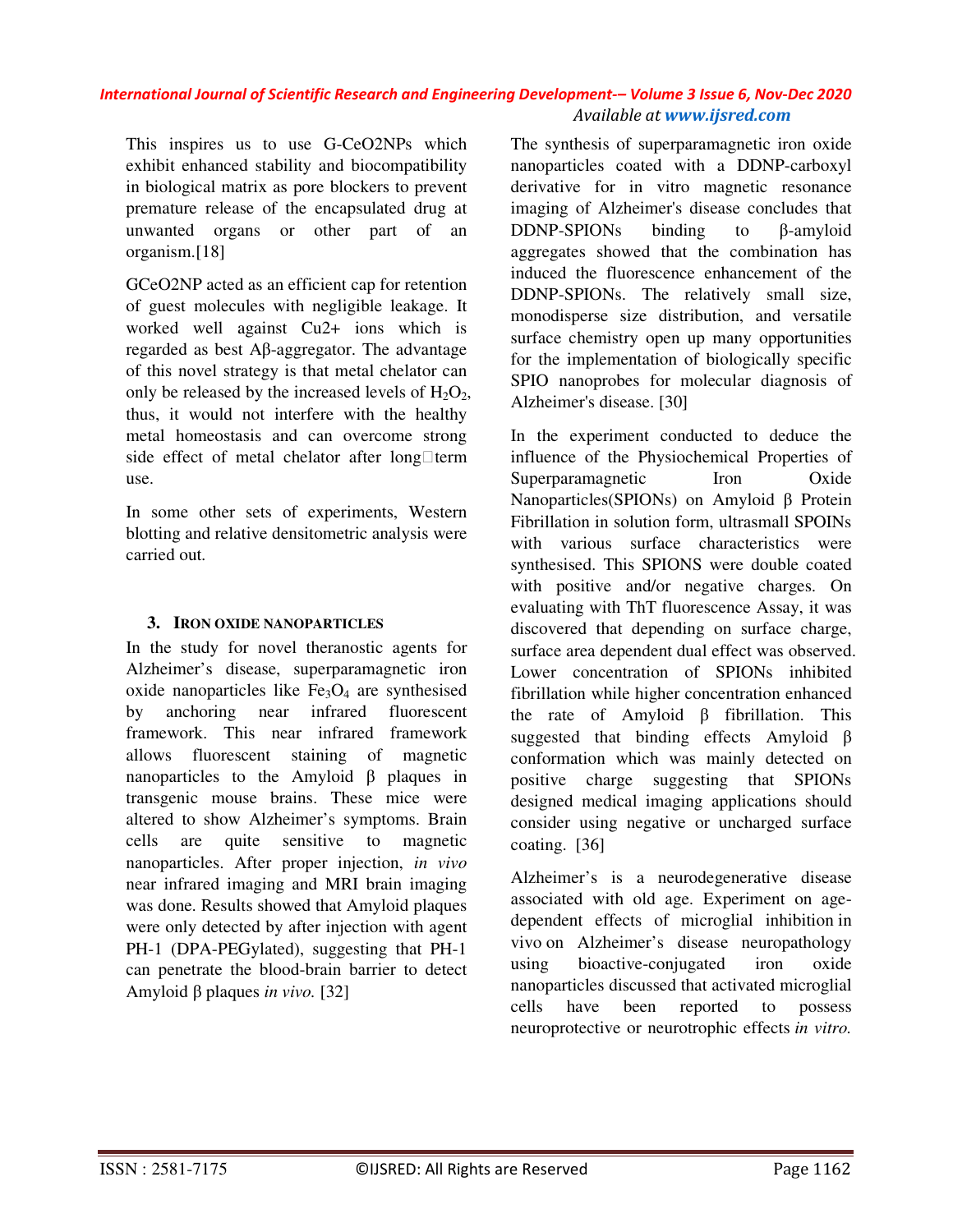This inspires us to use G-CeO2NPs which exhibit enhanced stability and biocompatibility in biological matrix as pore blockers to prevent premature release of the encapsulated drug at unwanted organs or other part of an organism.[18]

GCeO2NP acted as an efficient cap for retention of guest molecules with negligible leakage. It worked well against Cu2+ ions which is regarded as best Aβ-aggregator. The advantage of this novel strategy is that metal chelator can only be released by the increased levels of $H_2O_2$, thus, it would not interfere with the healthy metal homeostasis and can overcome strong side effect of metal chelator after long□term use.

In some other sets of experiments, Western blotting and relative densitometric analysis were carried out.

## 3. IRON OXIDE NANOPARTICLES

In the study for novel theranostic agents for Alzheimer's disease, superparamagnetic iron oxide nanoparticles like $Fe_3O_4$ are synthesised by anchoring near infrared fluorescent framework. This near infrared framework allows fluorescent staining of magnetic nanoparticles to the Amyloid β plaques in transgenic mouse brains. These mice were altered to show Alzheimer's symptoms. Brain cells are quite sensitive to magnetic nanoparticles. After proper injection, *in vivo* near infrared imaging and MRI brain imaging was done. Results showed that Amyloid plaques were only detected by after injection with agent PH-1 (DPA-PEGylated), suggesting that PH-1 can penetrate the blood-brain barrier to detect Amyloid β plaques *in vivo.* [32]

The synthesis of superparamagnetic iron oxide nanoparticles coated with a DDNP-carboxyl derivative for in vitro magnetic resonance imaging of Alzheimer's disease concludes that DDNP-SPIONs binding to β-amyloid aggregates showed that the combination has induced the fluorescence enhancement of the DDNP-SPIONs. The relatively small size, monodisperse size distribution, and versatile surface chemistry open up many opportunities for the implementation of biologically specific SPIO nanoprobes for molecular diagnosis of Alzheimer's disease. [30]

In the experiment conducted to deduce the influence of the Physiochemical Properties of Superparamagnetic Iron Oxide Nanoparticles(SPIONs) on Amyloid β Protein Fibrillation in solution form, ultrasmall SPOINs with various surface characteristics were synthesised. This SPIONS were double coated with positive and/or negative charges. On evaluating with ThT fluorescence Assay, it was discovered that depending on surface charge, surface area dependent dual effect was observed. Lower concentration of SPIONs inhibited fibrillation while higher concentration enhanced the rate of Amyloid β fibrillation. This suggested that binding effects Amyloid β conformation which was mainly detected on positive charge suggesting that SPIONs designed medical imaging applications should consider using negative or uncharged surface coating. [36]

Alzheimer's is a neurodegenerative disease associated with old age. Experiment on age-dependent effects of microglial inhibition in vivo on Alzheimer's disease neuropathology using bioactive-conjugated iron oxide nanoparticles discussed that activated microglial cells have been reported to possess neuroprotective or neurotrophic effects *in vitro.*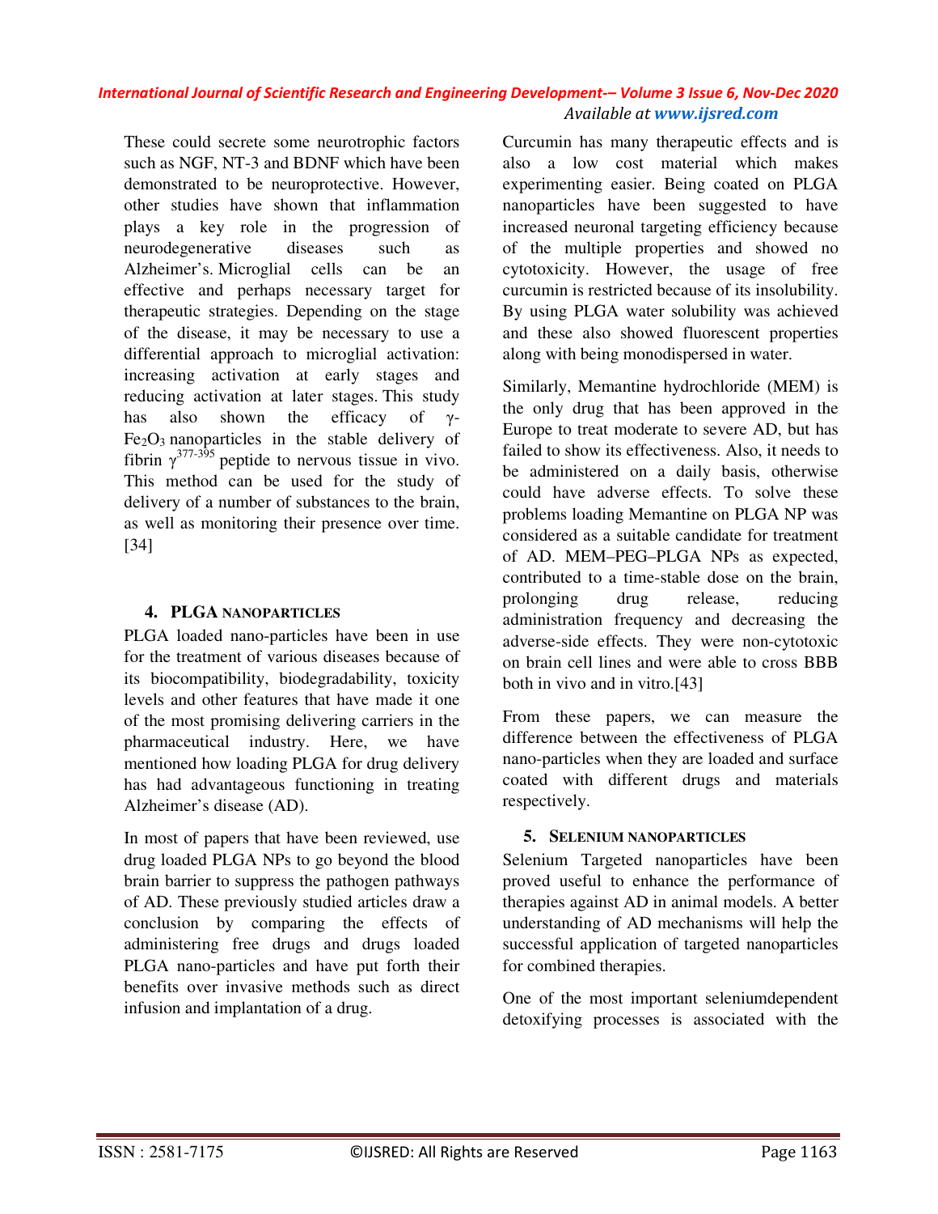These could secrete some neurotrophic factors such as NGF, NT-3 and BDNF which have been demonstrated to be neuroprotective. However, other studies have shown that inflammation plays a key role in the progression of neurodegenerative diseases such as Alzheimer's. Microglial cells can be an effective and perhaps necessary target for therapeutic strategies. Depending on the stage of the disease, it may be necessary to use a differential approach to microglial activation: increasing activation at early stages and reducing activation at later stages. This study has also shown the efficacy of γ-$Fe_2O_3$ nanoparticles in the stable delivery of fibrin $\gamma^{377-395}$ peptide to nervous tissue in vivo. This method can be used for the study of delivery of a number of substances to the brain, as well as monitoring their presence over time. [34]

## 4. PLGA NANOPARTICLES

PLGA loaded nano-particles have been in use for the treatment of various diseases because of its biocompatibility, biodegradability, toxicity levels and other features that have made it one of the most promising delivering carriers in the pharmaceutical industry. Here, we have mentioned how loading PLGA for drug delivery has had advantageous functioning in treating Alzheimer's disease (AD).

In most of papers that have been reviewed, use drug loaded PLGA NPs to go beyond the blood brain barrier to suppress the pathogen pathways of AD. These previously studied articles draw a conclusion by comparing the effects of administering free drugs and drugs loaded PLGA nano-particles and have put forth their benefits over invasive methods such as direct infusion and implantation of a drug.

Curcumin has many therapeutic effects and is also a low cost material which makes experimenting easier. Being coated on PLGA nanoparticles have been suggested to have increased neuronal targeting efficiency because of the multiple properties and showed no cytotoxicity. However, the usage of free curcumin is restricted because of its insolubility. By using PLGA water solubility was achieved and these also showed fluorescent properties along with being monodispersed in water.

Similarly, Memantine hydrochloride (MEM) is the only drug that has been approved in the Europe to treat moderate to severe AD, but has failed to show its effectiveness. Also, it needs to be administered on a daily basis, otherwise could have adverse effects. To solve these problems loading Memantine on PLGA NP was considered as a suitable candidate for treatment of AD. MEM–PEG–PLGA NPs as expected, contributed to a time-stable dose on the brain, prolonging drug release, reducing administration frequency and decreasing the adverse-side effects. They were non-cytotoxic on brain cell lines and were able to cross BBB both in vivo and in vitro.[43]

From these papers, we can measure the difference between the effectiveness of PLGA nano-particles when they are loaded and surface coated with different drugs and materials respectively.

## 5. SELENIUM NANOPARTICLES

Selenium Targeted nanoparticles have been proved useful to enhance the performance of therapies against AD in animal models. A better understanding of AD mechanisms will help the successful application of targeted nanoparticles for combined therapies.

One of the most important seleniumdependent detoxifying processes is associated with the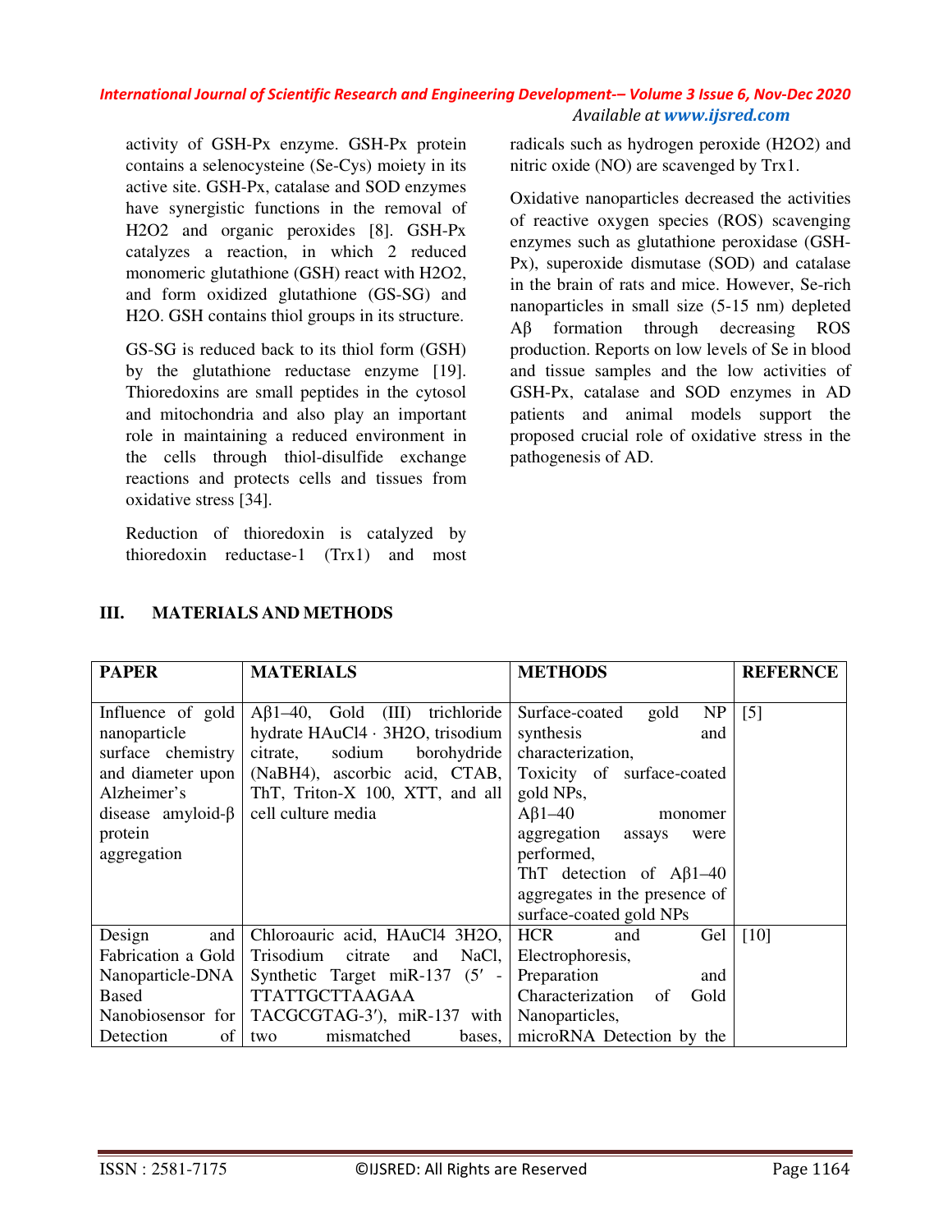activity of GSH-Px enzyme. GSH-Px protein contains a selenocysteine (Se-Cys) moiety in its active site. GSH-Px, catalase and SOD enzymes have synergistic functions in the removal of H2O2 and organic peroxides [8]. GSH-Px catalyzes a reaction, in which 2 reduced monomeric glutathione (GSH) react with H2O2, and form oxidized glutathione (GS-SG) and H2O. GSH contains thiol groups in its structure.

GS-SG is reduced back to its thiol form (GSH) by the glutathione reductase enzyme [19]. Thioredoxins are small peptides in the cytosol and mitochondria and also play an important role in maintaining a reduced environment in the cells through thiol-disulfide exchange reactions and protects cells and tissues from oxidative stress [34].

Reduction of thioredoxin is catalyzed by thioredoxin reductase-1 (Trx1) and most radicals such as hydrogen peroxide (H2O2) and nitric oxide (NO) are scavenged by Trx1.

Oxidative nanoparticles decreased the activities of reactive oxygen species (ROS) scavenging enzymes such as glutathione peroxidase (GSH-Px), superoxide dismutase (SOD) and catalase in the brain of rats and mice. However, Se-rich nanoparticles in small size (5-15 nm) depleted Aβ formation through decreasing ROS production. Reports on low levels of Se in blood and tissue samples and the low activities of GSH-Px, catalase and SOD enzymes in AD patients and animal models support the proposed crucial role of oxidative stress in the pathogenesis of AD.

## III. MATERIALS AND METHODS

| PAPER | MATERIALS | METHODS | REFERNCE |
|---|---|---|---|
| Influence of gold nanoparticle surface chemistry and diameter upon Alzheimer's disease amyloid-β protein aggregation | Aβ1–40, Gold (III) trichloride hydrate HAuCl4 · 3H2O, trisodium citrate, sodium borohydride (NaBH4), ascorbic acid, CTAB, ThT, Triton-X 100, XTT, and all cell culture media | Surface-coated gold NP synthesis and characterization, Toxicity of surface-coated gold NPs, Aβ1–40 monomer aggregation assays were performed, ThT detection of Aβ1–40 aggregates in the presence of surface-coated gold NPs | [5] |
| Design and Fabrication a Gold Nanoparticle-DNA Based Nanobiosensor for Detection of | Chloroauric acid, HAuCl4 3H2O, Trisodium citrate and NaCl, Synthetic Target miR-137 (5′ - TTATTGCTTAAGAA TACGCGTAG-3′), miR-137 with two mismatched bases, | HCR and Gel Electrophoresis, Preparation and Characterization of Gold Nanoparticles, microRNA Detection by the | [10] |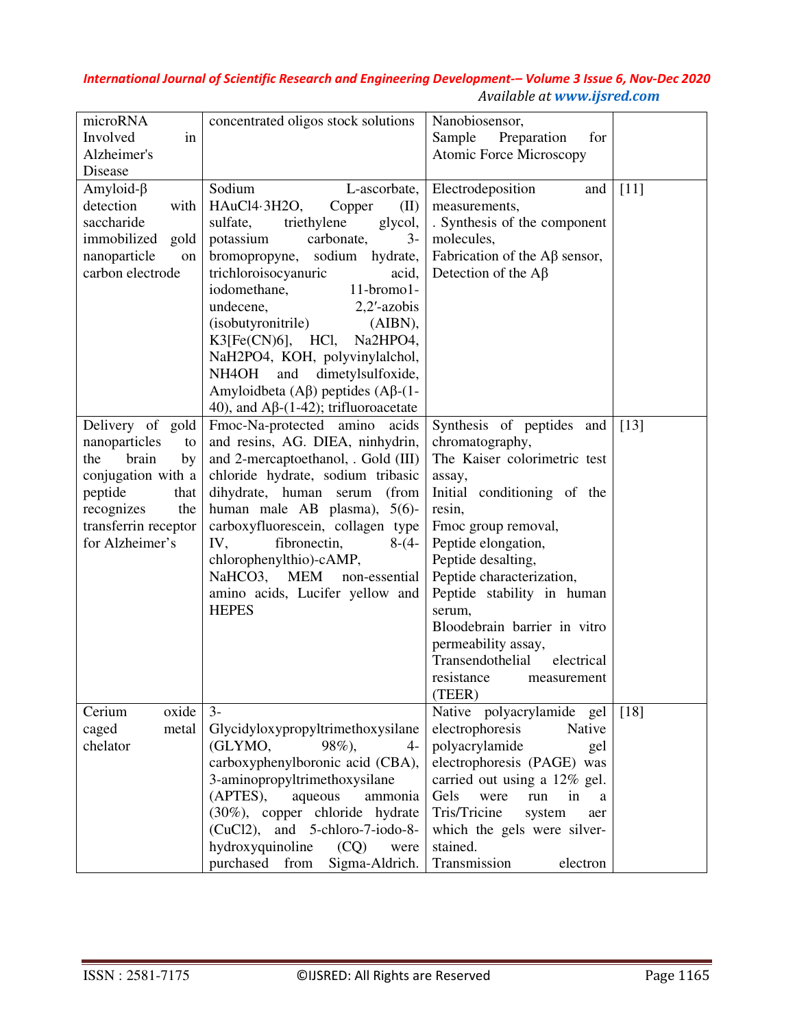| | | | |
|---|---|---|---|
| microRNA Involved in Alzheimer's Disease | concentrated oligos stock solutions | Nanobiosensor, Sample Preparation for Atomic Force Microscopy | |
| Amyloid-β detection with saccharide immobilized gold nanoparticle on carbon electrode | Sodium L-ascorbate, $HAuCl_4 \cdot 3H_2O$, Copper (II) sulfate, triethylene glycol, potassium carbonate, 3-bromopropyne, sodium hydrate, trichloroisocyanuric acid, iodomethane, 11-bromo1-undecene, 2,2′-azobis (isobutyronitrile) (AIBN), $K_3[Fe(CN)_6]$, HCl, $Na_2HPO_4$, $NaH_2PO_4$, KOH, polyvinylalchol, $NH_4OH$ and dimetylsulfoxide, Amyloidbeta (Aβ) peptides (Aβ-(1-40), and Aβ-(1-42); trifluoroacetate | Electrodeposition and measurements, . Synthesis of the component molecules, Fabrication of the Aβ sensor, Detection of the Aβ | [11] |
| Delivery of gold nanoparticles to the brain by conjugation with a peptide that recognizes the transferrin receptor for Alzheimer's | Fmoc-Na-protected amino acids and resins, AG. DIEA, ninhydrin, and 2-mercaptoethanol, . Gold (III) chloride hydrate, sodium tribasic dihydrate, human serum (from human male AB plasma), 5(6)-carboxyfluorescein, collagen type IV, fibronectin, 8-(4-chlorophenylthio)-cAMP, $NaHCO_3$, MEM non-essential amino acids, Lucifer yellow and HEPES | Synthesis of peptides and chromatography, The Kaiser colorimetric test assay, Initial conditioning of the resin, Fmoc group removal, Peptide elongation, Peptide desalting, Peptide characterization, Peptide stability in human serum, Bloodebrain barrier in vitro permeability assay, Transendothelial electrical resistance measurement (TEER) | [13] |
| Cerium oxide caged metal chelator | 3-Glycidyloxypropyltrimethoxysilane (GLYMO, 98%), 4-carboxyphenylboronic acid (CBA), 3-aminopropyltrimethoxysilane (APTES), aqueous ammonia (30%), copper chloride hydrate ($CuCl_2$), and 5-chloro-7-iodo-8-hydroxyquinoline (CQ) were purchased from Sigma-Aldrich. | Native polyacrylamide gel electrophoresis Native polyacrylamide gel electrophoresis (PAGE) was carried out using a 12% gel. Gels were run in a Tris/Tricine system aer which the gels were silver-stained. Transmission electron | [18] |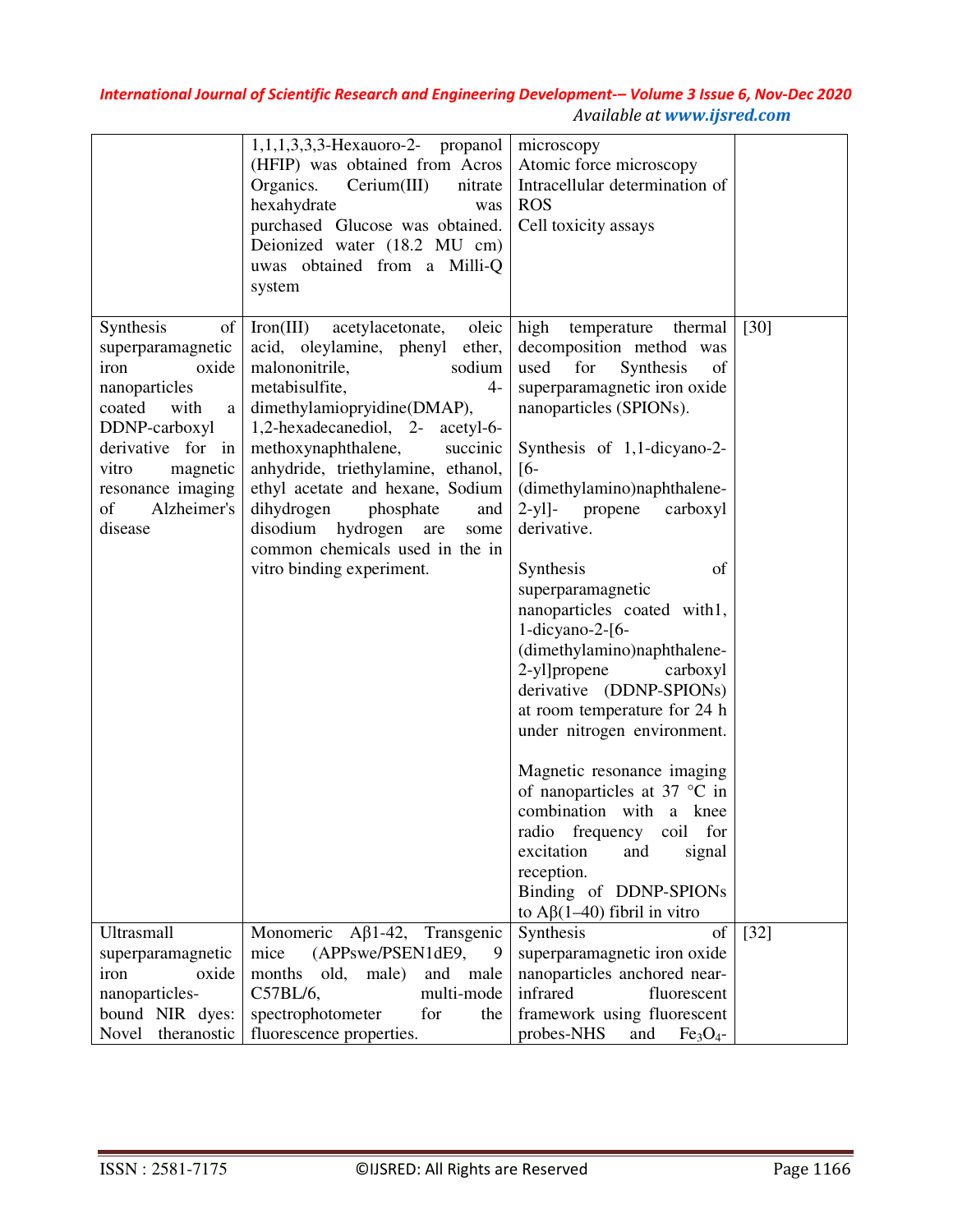| | | | |
|---|---|---|---|
| | 1,1,1,3,3,3-Hexauoro-2- propanol (HFIP) was obtained from Acros Organics. Cerium(III) nitrate hexahydrate was purchased Glucose was obtained. Deionized water (18.2 MU cm) uwas obtained from a Milli-Q system | microscopy<br>Atomic force microscopy<br>Intracellular determination of ROS<br>Cell toxicity assays | |
| Synthesis of superparamagnetic iron oxide nanoparticles coated with a DDNP-carboxyl derivative for in vitro magnetic resonance imaging of Alzheimer's disease | Iron(III) acetylacetonate, oleic acid, oleylamine, phenyl ether, malononitrile, sodium metabisulfite, 4-dimethylamiopryidine(DMAP), 1,2-hexadecanediol, 2- acetyl-6-methoxynaphthalene, succinic anhydride, triethylamine, ethanol, ethyl acetate and hexane, Sodium dihydrogen phosphate and disodium hydrogen are some common chemicals used in the in vitro binding experiment. | high temperature thermal decomposition method was used for Synthesis of superparamagnetic iron oxide nanoparticles (SPIONs).<br><br>Synthesis of 1,1-dicyano-2-[6-(dimethylamino)naphthalene-2-yl]- propene carboxyl derivative.<br><br>Synthesis of superparamagnetic nanoparticles coated with1, 1-dicyano-2-[6-(dimethylamino)naphthalene-2-yl]propene carboxyl derivative (DDNP-SPIONs) at room temperature for 24 h under nitrogen environment.<br><br>Magnetic resonance imaging of nanoparticles at 37 °C in combination with a knee radio frequency coil for excitation and signal reception.<br>Binding of DDNP-SPIONs to Aβ(1–40) fibril in vitro | [30] |
| Ultrasmall superparamagnetic iron oxide nanoparticles-bound NIR dyes: Novel theranostic | Monomeric Aβ1-42, Transgenic mice (APPswe/PSEN1dE9, 9 months old, male) and male C57BL/6, multi-mode spectrophotometer for the fluorescence properties. | Synthesis of superparamagnetic iron oxide nanoparticles anchored near-infrared fluorescent framework using fluorescent probes-NHS and $Fe_3O_4$- | [32] |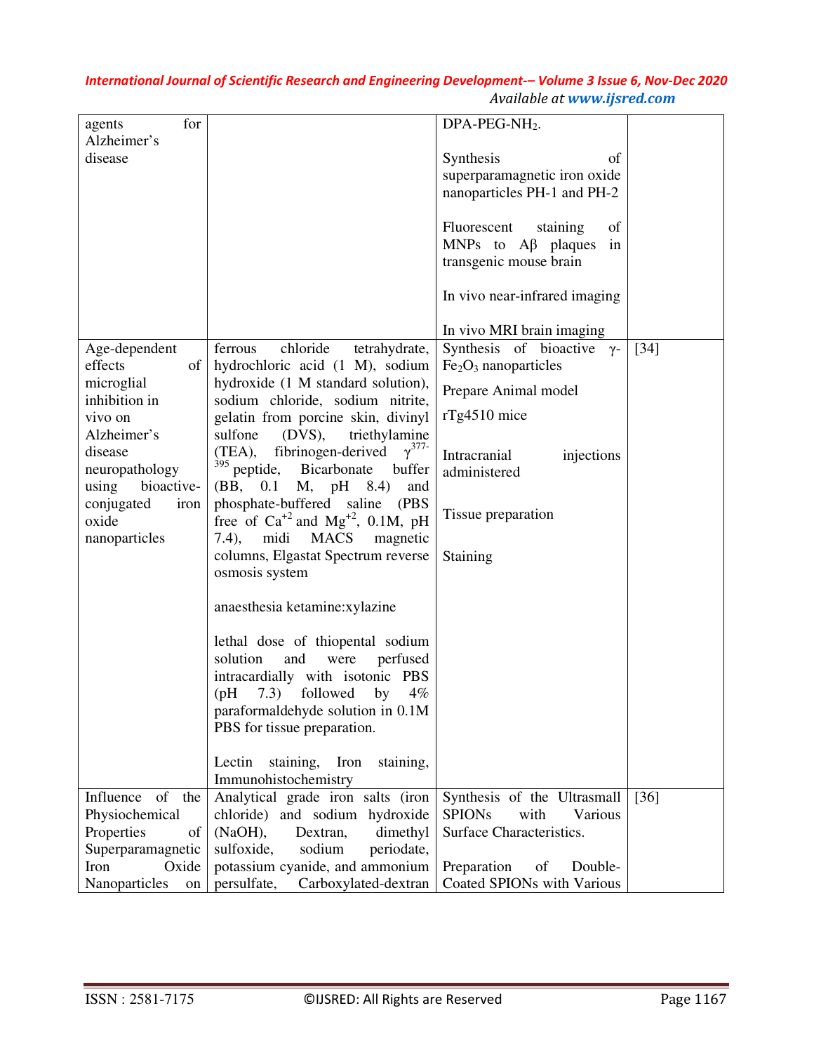| agents for Alzheimer's disease | | DPA-PEG-$NH_2$.<br><br>Synthesis of superparamagnetic iron oxide nanoparticles PH-1 and PH-2<br><br>Fluorescent staining of MNPs to Aβ plaques in transgenic mouse brain<br><br>In vivo near-infrared imaging<br><br>In vivo MRI brain imaging | |
|---|---|---|---|
| Age-dependent effects of microglial inhibition in vivo on Alzheimer's disease neuropathology using bioactive-conjugated iron oxide nanoparticles | ferrous chloride tetrahydrate, hydrochloric acid (1 M), sodium hydroxide (1 M standard solution), sodium chloride, sodium nitrite, gelatin from porcine skin, divinyl sulfone (DVS), triethylamine (TEA), fibrinogen-derived $\gamma^{377-395}$ peptide, Bicarbonate buffer (BB, 0.1 M, pH 8.4) and phosphate-buffered saline (PBS free of $Ca^{+2}$ and $Mg^{+2}$, 0.1M, pH 7.4), midi MACS magnetic columns, Elgastat Spectrum reverse osmosis system<br><br>anaesthesia ketamine:xylazine<br><br>lethal dose of thiopental sodium solution and were perfused intracardially with isotonic PBS (pH 7.3) followed by 4% paraformaldehyde solution in 0.1M PBS for tissue preparation.<br><br>Lectin staining, Iron staining, Immunohistochemistry | Synthesis of bioactive γ-$Fe_2O_3$ nanoparticles<br><br>Prepare Animal model<br><br>rTg4510 mice<br><br>Intracranial injections administered<br><br>Tissue preparation<br><br>Staining | [34] |
| Influence of the Physiochemical Properties of Superparamagnetic Iron Oxide Nanoparticles on | Analytical grade iron salts (iron chloride) and sodium hydroxide (NaOH), Dextran, dimethyl sulfoxide, sodium periodate, potassium cyanide, and ammonium persulfate, Carboxylated-dextran | Synthesis of the Ultrasmall SPIONs with Various Surface Characteristics.<br><br>Preparation of Double-Coated SPIONs with Various | [36] |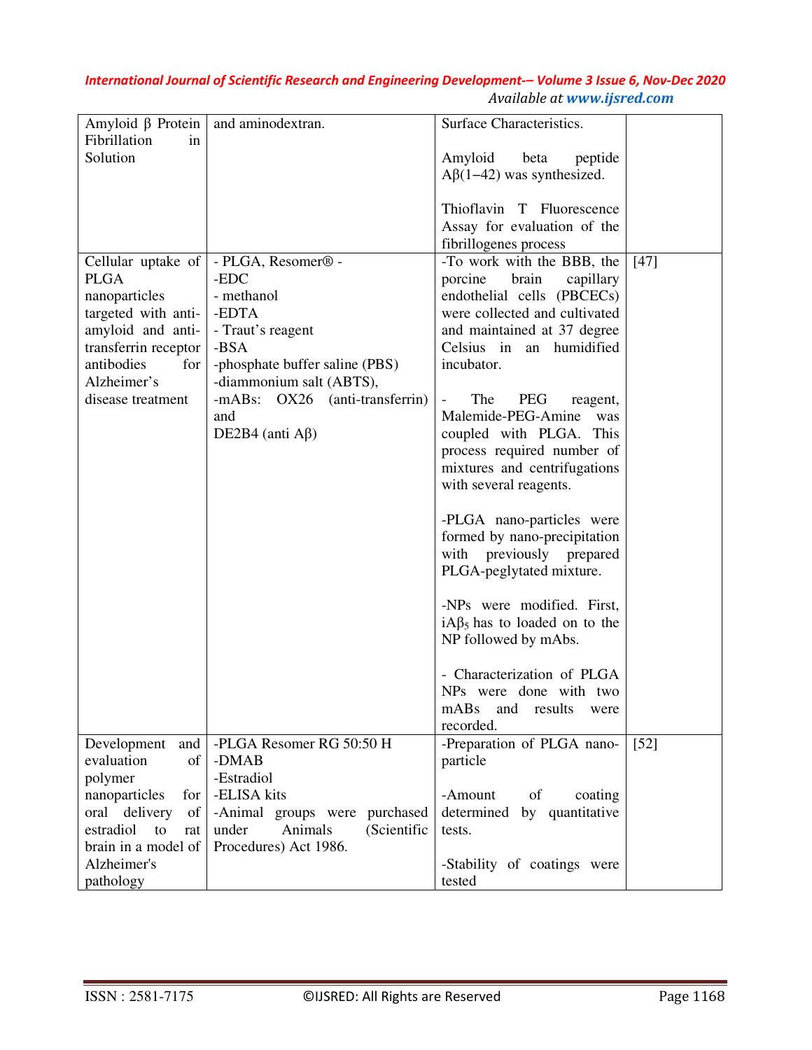| Amyloid β Protein Fibrillation in Solution | and aminodextran. | Surface Characteristics.<br><br>Amyloid beta peptide Aβ(1–42) was synthesized.<br><br>Thioflavin T Fluorescence Assay for evaluation of the fibrillogenes process | |
|---|---|---|---|
| Cellular uptake of PLGA nanoparticles targeted with anti-amyloid and anti-transferrin receptor antibodies for Alzheimer's disease treatment | - PLGA, Resomer® -<br>-EDC<br>- methanol<br>-EDTA<br>- Traut's reagent<br>-BSA<br>-phosphate buffer saline (PBS)<br>-diammonium salt (ABTS),<br>-mABs: OX26 (anti-transferrin) and<br>DE2B4 (anti Aβ) | -To work with the BBB, the porcine brain capillary endothelial cells (PBCECs) were collected and cultivated and maintained at 37 degree Celsius in an humidified incubator.<br><br>- The PEG reagent, Malemide-PEG-Amine was coupled with PLGA. This process required number of mixtures and centrifugations with several reagents.<br><br>-PLGA nano-particles were formed by nano-precipitation with previously prepared PLGA-peglytated mixture.<br><br>-NPs were modified. First, $iA\beta_5$ has to loaded on to the NP followed by mAbs.<br><br>- Characterization of PLGA NPs were done with two mABs and results were recorded. | [47] |
| Development and evaluation of polymer nanoparticles for oral delivery of estradiol to rat brain in a model of Alzheimer's pathology | -PLGA Resomer RG 50:50 H<br>-DMAB<br>-Estradiol<br>-ELISA kits<br>-Animal groups were purchased under Animals (Scientific Procedures) Act 1986. | -Preparation of PLGA nano-particle<br><br>-Amount of coating determined by quantitative tests.<br><br>-Stability of coatings were tested | [52] |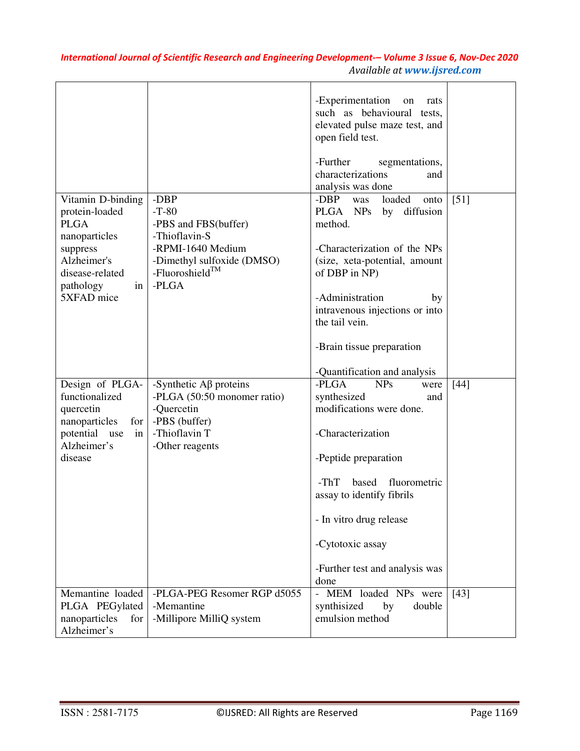| | | | |
|---|---|---|---|
| | | -Experimentation on rats such as behavioural tests, elevated pulse maze test, and open field test.<br><br>-Further segmentations, characterizations and analysis was done | |
| Vitamin D-binding protein-loaded PLGA nanoparticles suppress Alzheimer's disease-related pathology in 5XFAD mice | -DBP<br>-T-80<br>-PBS and FBS(buffer)<br>-Thioflavin-S<br>-RPMI-1640 Medium<br>-Dimethyl sulfoxide (DMSO)<br>-Fluoroshield$^{TM}$<br>-PLGA | -DBP was loaded onto PLGA NPs by diffusion method.<br><br>-Characterization of the NPs (size, xeta-potential, amount of DBP in NP)<br><br>-Administration by intravenous injections or into the tail vein.<br><br>-Brain tissue preparation<br><br>-Quantification and analysis | [51] |
| Design of PLGA-functionalized quercetin nanoparticles for potential use in Alzheimer's disease | -Synthetic Aβ proteins<br>-PLGA (50:50 monomer ratio)<br>-Quercetin<br>-PBS (buffer)<br>-Thioflavin T<br>-Other reagents | -PLGA NPs were synthesized and modifications were done.<br><br>-Characterization<br><br>-Peptide preparation<br><br>-ThT based fluorometric assay to identify fibrils<br><br>- In vitro drug release<br><br>-Cytotoxic assay<br><br>-Further test and analysis was done | [44] |
| Memantine loaded PLGA PEGylated nanoparticles for Alzheimer's | -PLGA-PEG Resomer RGP d5055<br>-Memantine<br>-Millipore MilliQ system | - MEM loaded NPs were synthisized by double emulsion method | [43] |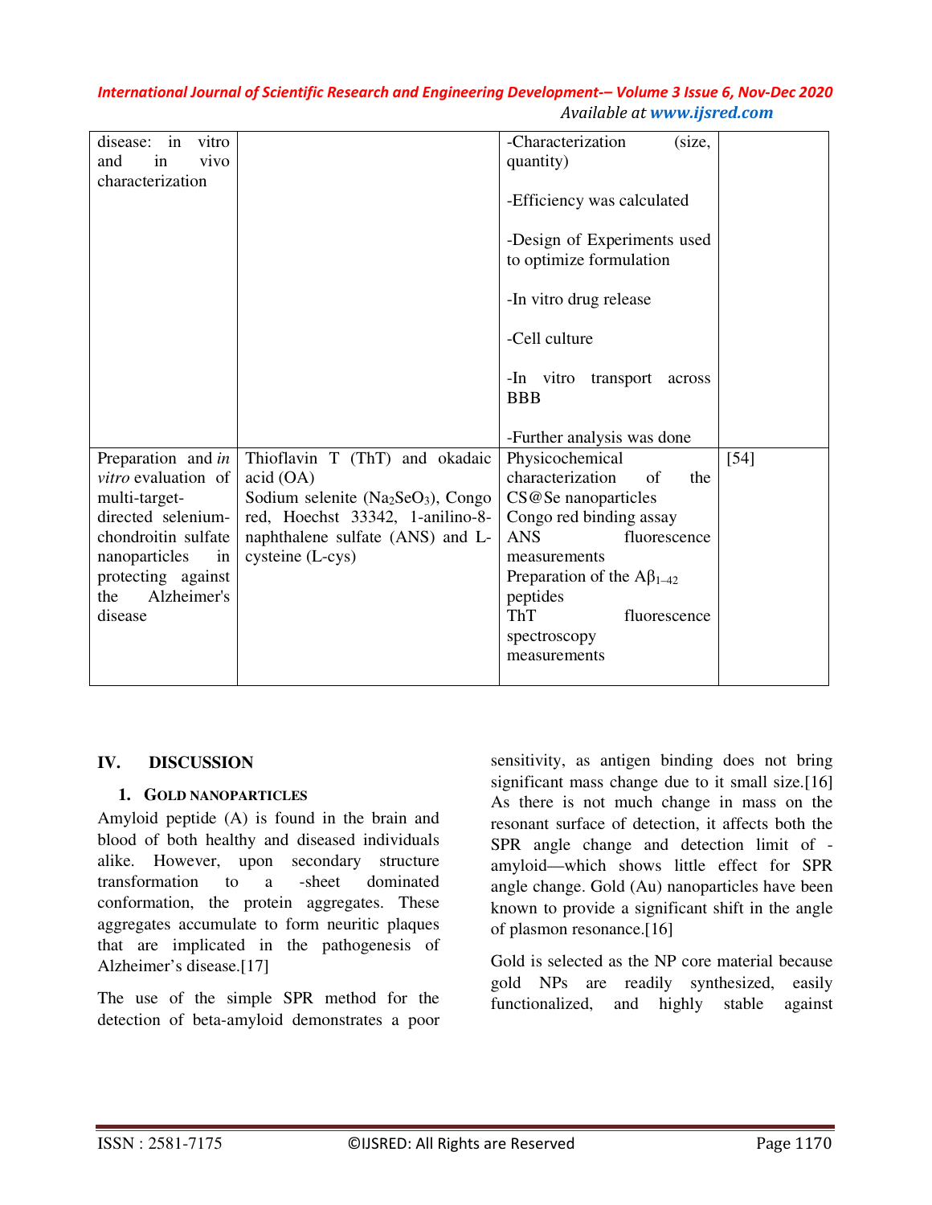| disease: in vitro and in vivo characterization | | -Characterization (size, quantity)<br><br>-Efficiency was calculated<br><br>-Design of Experiments used to optimize formulation<br><br>-In vitro drug release<br><br>-Cell culture<br><br>-In vitro transport across BBB<br><br>-Further analysis was done | |
|---|---|---|---|
| Preparation and *in vitro* evaluation of multi-target-directed selenium-chondroitin sulfate nanoparticles in protecting against the Alzheimer's disease | Thioflavin T (ThT) and okadaic acid (OA)<br>Sodium selenite ($Na_2SeO_3$), Congo red, Hoechst 33342, 1-anilino-8-naphthalene sulfate (ANS) and L-cysteine (L-cys) | Physicochemical characterization of the CS@Se nanoparticles<br>Congo red binding assay<br>ANS fluorescence measurements<br>Preparation of the $A\beta_{1-42}$ peptides<br>ThT fluorescence spectroscopy measurements | [54] |

## IV. DISCUSSION

### 1. Gold nanoparticles

Amyloid peptide (A) is found in the brain and blood of both healthy and diseased individuals alike. However, upon secondary structure transformation to a -sheet dominated conformation, the protein aggregates. These aggregates accumulate to form neuritic plaques that are implicated in the pathogenesis of Alzheimer's disease.[17]

The use of the simple SPR method for the detection of beta-amyloid demonstrates a poor sensitivity, as antigen binding does not bring significant mass change due to it small size.[16] As there is not much change in mass on the resonant surface of detection, it affects both the SPR angle change and detection limit of -amyloid—which shows little effect for SPR angle change. Gold (Au) nanoparticles have been known to provide a significant shift in the angle of plasmon resonance.[16]

Gold is selected as the NP core material because gold NPs are readily synthesized, easily functionalized, and highly stable against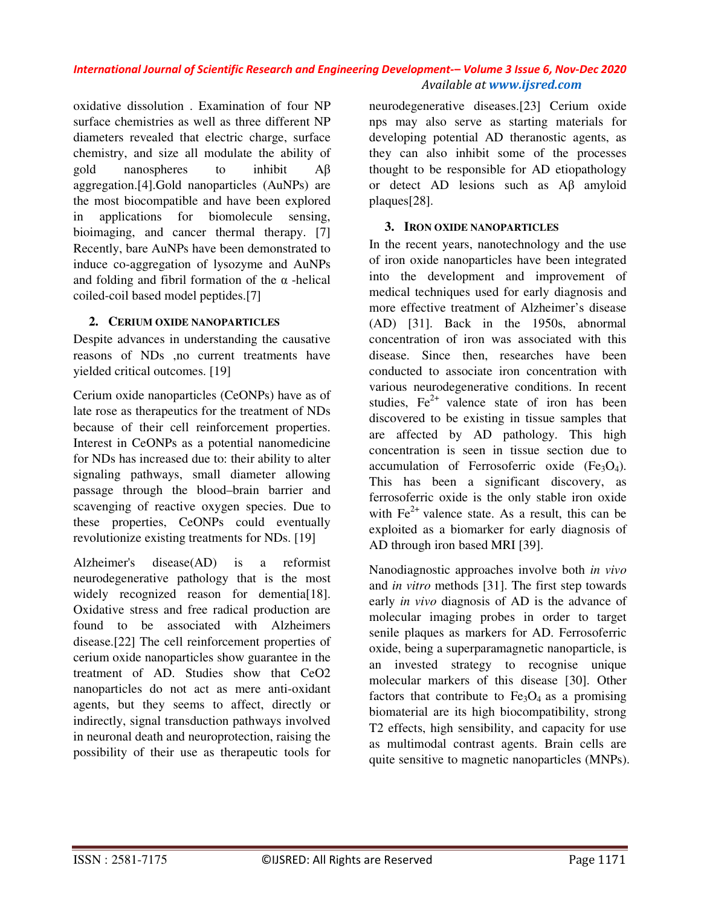oxidative dissolution . Examination of four NP surface chemistries as well as three different NP diameters revealed that electric charge, surface chemistry, and size all modulate the ability of gold nanospheres to inhibit Aβ aggregation.[4].Gold nanoparticles (AuNPs) are the most biocompatible and have been explored in applications for biomolecule sensing, bioimaging, and cancer thermal therapy. [7] Recently, bare AuNPs have been demonstrated to induce co-aggregation of lysozyme and AuNPs and folding and fibril formation of the α -helical coiled-coil based model peptides.[7]

## 2. CERIUM OXIDE NANOPARTICLES

Despite advances in understanding the causative reasons of NDs ,no current treatments have yielded critical outcomes. [19]

Cerium oxide nanoparticles (CeONPs) have as of late rose as therapeutics for the treatment of NDs because of their cell reinforcement properties. Interest in CeONPs as a potential nanomedicine for NDs has increased due to: their ability to alter signaling pathways, small diameter allowing passage through the blood–brain barrier and scavenging of reactive oxygen species. Due to these properties, CeONPs could eventually revolutionize existing treatments for NDs. [19]

Alzheimer's disease(AD) is a reformist neurodegenerative pathology that is the most widely recognized reason for dementia[18]. Oxidative stress and free radical production are found to be associated with Alzheimers disease.[22] The cell reinforcement properties of cerium oxide nanoparticles show guarantee in the treatment of AD. Studies show that CeO2 nanoparticles do not act as mere anti-oxidant agents, but they seems to affect, directly or indirectly, signal transduction pathways involved in neuronal death and neuroprotection, raising the possibility of their use as therapeutic tools for neurodegenerative diseases.[23] Cerium oxide nps may also serve as starting materials for developing potential AD theranostic agents, as they can also inhibit some of the processes thought to be responsible for AD etiopathology or detect AD lesions such as Aβ amyloid plaques[28].

## 3. IRON OXIDE NANOPARTICLES

In the recent years, nanotechnology and the use of iron oxide nanoparticles have been integrated into the development and improvement of medical techniques used for early diagnosis and more effective treatment of Alzheimer's disease (AD) [31]. Back in the 1950s, abnormal concentration of iron was associated with this disease. Since then, researches have been conducted to associate iron concentration with various neurodegenerative conditions. In recent studies, $Fe^{2+}$ valence state of iron has been discovered to be existing in tissue samples that are affected by AD pathology. This high concentration is seen in tissue section due to accumulation of Ferrosoferric oxide ($Fe_3O_4$). This has been a significant discovery, as ferrosoferric oxide is the only stable iron oxide with $Fe^{2+}$ valence state. As a result, this can be exploited as a biomarker for early diagnosis of AD through iron based MRI [39].

Nanodiagnostic approaches involve both *in vivo* and *in vitro* methods [31]. The first step towards early *in vivo* diagnosis of AD is the advance of molecular imaging probes in order to target senile plaques as markers for AD. Ferrosoferric oxide, being a superparamagnetic nanoparticle, is an invested strategy to recognise unique molecular markers of this disease [30]. Other factors that contribute to $Fe_3O_4$ as a promising biomaterial are its high biocompatibility, strong T2 effects, high sensibility, and capacity for use as multimodal contrast agents. Brain cells are quite sensitive to magnetic nanoparticles (MNPs).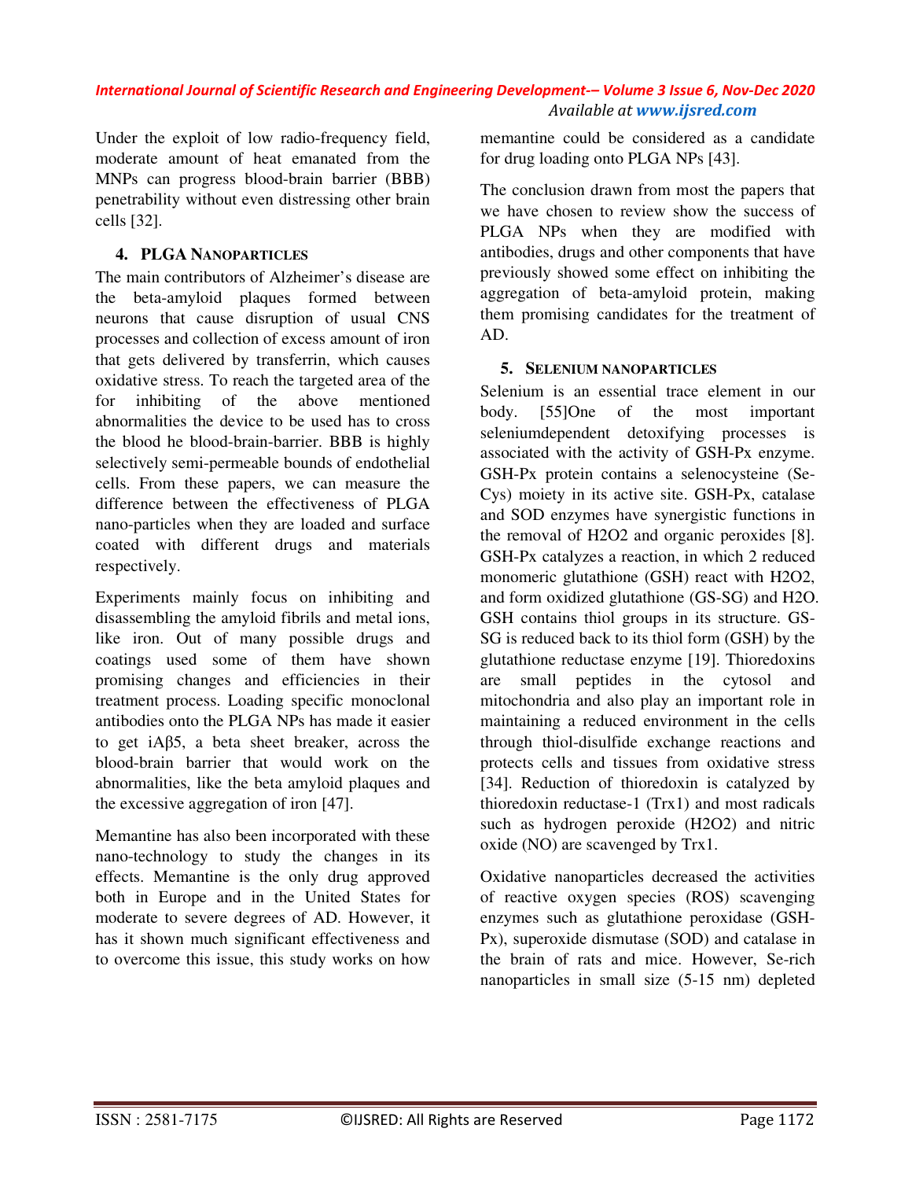Under the exploit of low radio-frequency field, moderate amount of heat emanated from the MNPs can progress blood-brain barrier (BBB) penetrability without even distressing other brain cells [32].

## 4. PLGA NANOPARTICLES

The main contributors of Alzheimer's disease are the beta-amyloid plaques formed between neurons that cause disruption of usual CNS processes and collection of excess amount of iron that gets delivered by transferrin, which causes oxidative stress. To reach the targeted area of the for inhibiting of the above mentioned abnormalities the device to be used has to cross the blood he blood-brain-barrier. BBB is highly selectively semi-permeable bounds of endothelial cells. From these papers, we can measure the difference between the effectiveness of PLGA nano-particles when they are loaded and surface coated with different drugs and materials respectively.

Experiments mainly focus on inhibiting and disassembling the amyloid fibrils and metal ions, like iron. Out of many possible drugs and coatings used some of them have shown promising changes and efficiencies in their treatment process. Loading specific monoclonal antibodies onto the PLGA NPs has made it easier to get iAβ5, a beta sheet breaker, across the blood-brain barrier that would work on the abnormalities, like the beta amyloid plaques and the excessive aggregation of iron [47].

Memantine has also been incorporated with these nano-technology to study the changes in its effects. Memantine is the only drug approved both in Europe and in the United States for moderate to severe degrees of AD. However, it has it shown much significant effectiveness and to overcome this issue, this study works on how memantine could be considered as a candidate for drug loading onto PLGA NPs [43].

The conclusion drawn from most the papers that we have chosen to review show the success of PLGA NPs when they are modified with antibodies, drugs and other components that have previously showed some effect on inhibiting the aggregation of beta-amyloid protein, making them promising candidates for the treatment of AD.

## 5. SELENIUM NANOPARTICLES

Selenium is an essential trace element in our body. [55]One of the most important seleniumdependent detoxifying processes is associated with the activity of GSH-Px enzyme. GSH-Px protein contains a selenocysteine (Se-Cys) moiety in its active site. GSH-Px, catalase and SOD enzymes have synergistic functions in the removal of $H_2O_2$ and organic peroxides [8]. GSH-Px catalyzes a reaction, in which 2 reduced monomeric glutathione (GSH) react with $H_2O_2$, and form oxidized glutathione (GS-SG) and $H_2O$. GSH contains thiol groups in its structure. GS-SG is reduced back to its thiol form (GSH) by the glutathione reductase enzyme [19]. Thioredoxins are small peptides in the cytosol and mitochondria and also play an important role in maintaining a reduced environment in the cells through thiol-disulfide exchange reactions and protects cells and tissues from oxidative stress [34]. Reduction of thioredoxin is catalyzed by thioredoxin reductase-1 (Trx1) and most radicals such as hydrogen peroxide ($H_2O_2$) and nitric oxide (NO) are scavenged by Trx1.

Oxidative nanoparticles decreased the activities of reactive oxygen species (ROS) scavenging enzymes such as glutathione peroxidase (GSH-Px), superoxide dismutase (SOD) and catalase in the brain of rats and mice. However, Se-rich nanoparticles in small size (5-15 nm) depleted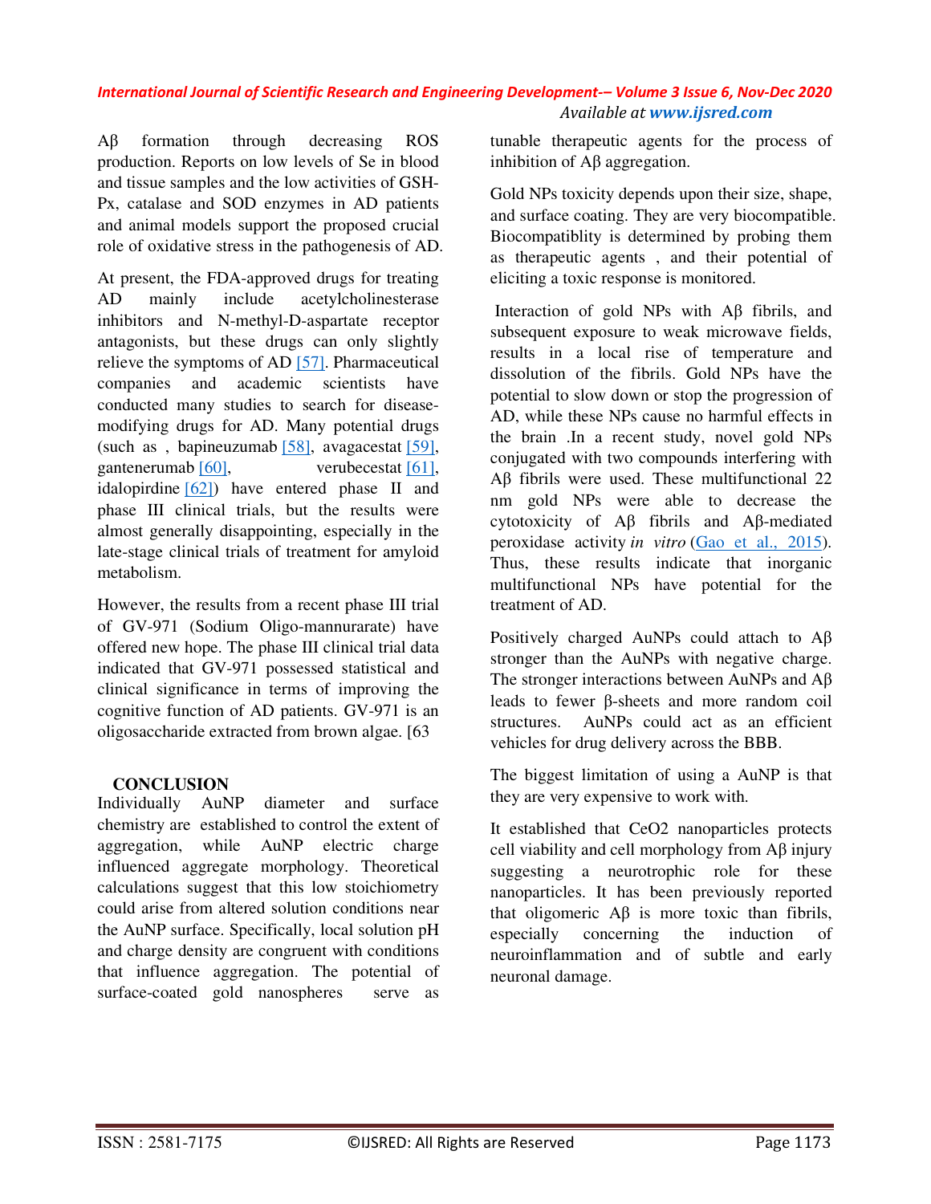Aβ formation through decreasing ROS production. Reports on low levels of Se in blood and tissue samples and the low activities of GSH-Px, catalase and SOD enzymes in AD patients and animal models support the proposed crucial role of oxidative stress in the pathogenesis of AD.

At present, the FDA-approved drugs for treating AD mainly include acetylcholinesterase inhibitors and N-methyl-D-aspartate receptor antagonists, but these drugs can only slightly relieve the symptoms of AD [57]. Pharmaceutical companies and academic scientists have conducted many studies to search for disease-modifying drugs for AD. Many potential drugs (such as , bapineuzumab [58], avagacestat [59], gantenerumab [60], verubecestat [61], idalopirdine [62]) have entered phase II and phase III clinical trials, but the results were almost generally disappointing, especially in the late-stage clinical trials of treatment for amyloid metabolism.

However, the results from a recent phase III trial of GV-971 (Sodium Oligo-mannurarate) have offered new hope. The phase III clinical trial data indicated that GV-971 possessed statistical and clinical significance in terms of improving the cognitive function of AD patients. GV-971 is an oligosaccharide extracted from brown algae. [63

## CONCLUSION

Individually AuNP diameter and surface chemistry are established to control the extent of aggregation, while AuNP electric charge influenced aggregate morphology. Theoretical calculations suggest that this low stoichiometry could arise from altered solution conditions near the AuNP surface. Specifically, local solution pH and charge density are congruent with conditions that influence aggregation. The potential of surface-coated gold nanospheres serve as tunable therapeutic agents for the process of inhibition of Aβ aggregation.

Gold NPs toxicity depends upon their size, shape, and surface coating. They are very biocompatible. Biocompatiblity is determined by probing them as therapeutic agents , and their potential of eliciting a toxic response is monitored.

Interaction of gold NPs with Aβ fibrils, and subsequent exposure to weak microwave fields, results in a local rise of temperature and dissolution of the fibrils. Gold NPs have the potential to slow down or stop the progression of AD, while these NPs cause no harmful effects in the brain .In a recent study, novel gold NPs conjugated with two compounds interfering with Aβ fibrils were used. These multifunctional 22 nm gold NPs were able to decrease the cytotoxicity of Aβ fibrils and Aβ-mediated peroxidase activity *in vitro* (Gao et al., 2015). Thus, these results indicate that inorganic multifunctional NPs have potential for the treatment of AD.

Positively charged AuNPs could attach to Aβ stronger than the AuNPs with negative charge. The stronger interactions between AuNPs and Aβ leads to fewer β-sheets and more random coil structures. AuNPs could act as an efficient vehicles for drug delivery across the BBB.

The biggest limitation of using a AuNP is that they are very expensive to work with.

It established that $CeO_2$ nanoparticles protects cell viability and cell morphology from Aβ injury suggesting a neurotrophic role for these nanoparticles. It has been previously reported that oligomeric Aβ is more toxic than fibrils, especially concerning the induction of neuroinflammation and of subtle and early neuronal damage.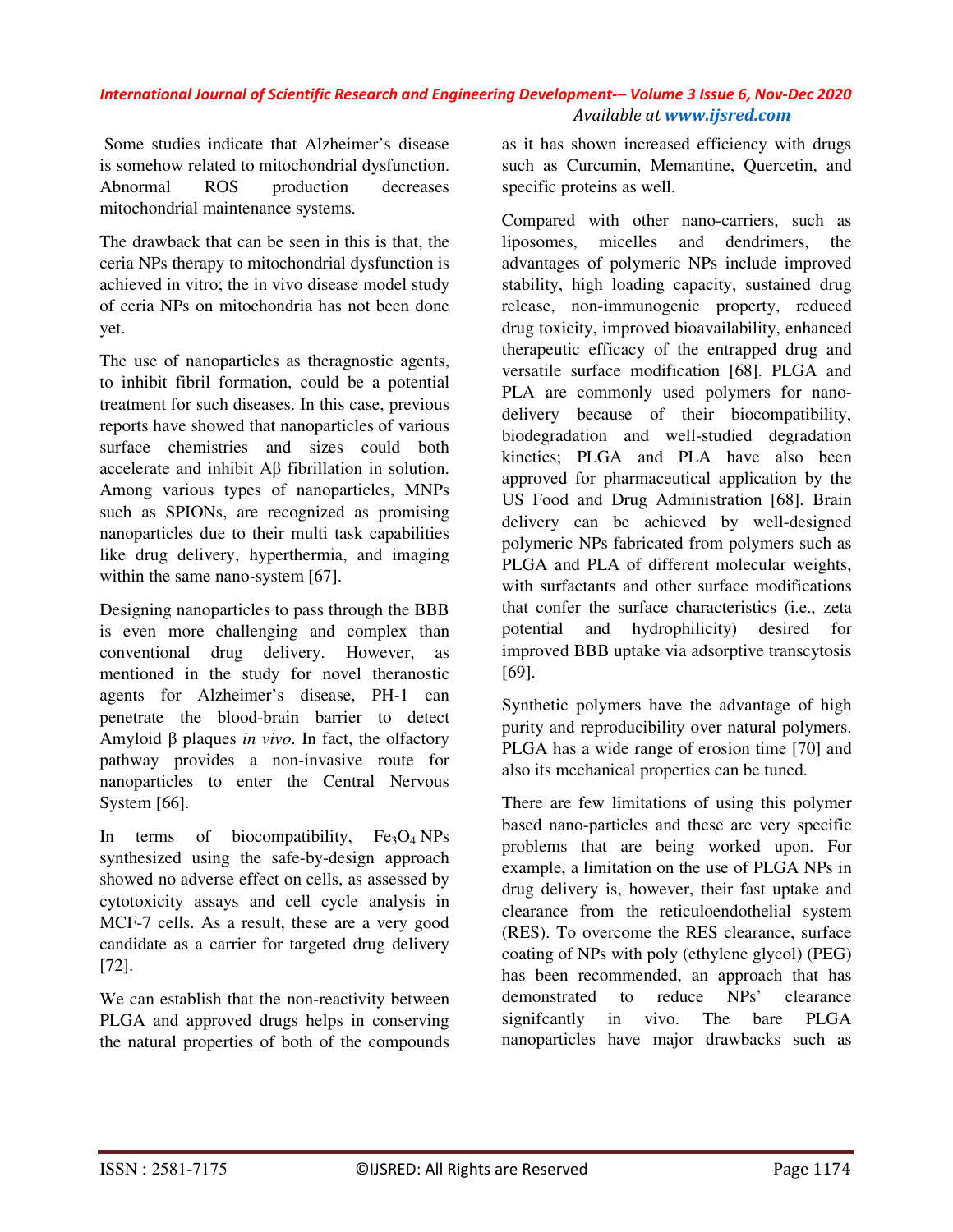Some studies indicate that Alzheimer's disease is somehow related to mitochondrial dysfunction. Abnormal ROS production decreases mitochondrial maintenance systems.

The drawback that can be seen in this is that, the ceria NPs therapy to mitochondrial dysfunction is achieved in vitro; the in vivo disease model study of ceria NPs on mitochondria has not been done yet.

The use of nanoparticles as theragnostic agents, to inhibit fibril formation, could be a potential treatment for such diseases. In this case, previous reports have showed that nanoparticles of various surface chemistries and sizes could both accelerate and inhibit Aβ fibrillation in solution. Among various types of nanoparticles, MNPs such as SPIONs, are recognized as promising nanoparticles due to their multi task capabilities like drug delivery, hyperthermia, and imaging within the same nano-system [67].

Designing nanoparticles to pass through the BBB is even more challenging and complex than conventional drug delivery. However, as mentioned in the study for novel theranostic agents for Alzheimer's disease, PH-1 can penetrate the blood-brain barrier to detect Amyloid β plaques *in vivo*. In fact, the olfactory pathway provides a non-invasive route for nanoparticles to enter the Central Nervous System [66].

In terms of biocompatibility, $Fe_3O_4$ NPs synthesized using the safe-by-design approach showed no adverse effect on cells, as assessed by cytotoxicity assays and cell cycle analysis in MCF-7 cells. As a result, these are a very good candidate as a carrier for targeted drug delivery [72].

We can establish that the non-reactivity between PLGA and approved drugs helps in conserving the natural properties of both of the compounds as it has shown increased efficiency with drugs such as Curcumin, Memantine, Quercetin, and specific proteins as well.

Compared with other nano-carriers, such as liposomes, micelles and dendrimers, the advantages of polymeric NPs include improved stability, high loading capacity, sustained drug release, non-immunogenic property, reduced drug toxicity, improved bioavailability, enhanced therapeutic efficacy of the entrapped drug and versatile surface modification [68]. PLGA and PLA are commonly used polymers for nano-delivery because of their biocompatibility, biodegradation and well-studied degradation kinetics; PLGA and PLA have also been approved for pharmaceutical application by the US Food and Drug Administration [68]. Brain delivery can be achieved by well-designed polymeric NPs fabricated from polymers such as PLGA and PLA of different molecular weights, with surfactants and other surface modifications that confer the surface characteristics (i.e., zeta potential and hydrophilicity) desired for improved BBB uptake via adsorptive transcytosis [69].

Synthetic polymers have the advantage of high purity and reproducibility over natural polymers. PLGA has a wide range of erosion time [70] and also its mechanical properties can be tuned.

There are few limitations of using this polymer based nano-particles and these are very specific problems that are being worked upon. For example, a limitation on the use of PLGA NPs in drug delivery is, however, their fast uptake and clearance from the reticuloendothelial system (RES). To overcome the RES clearance, surface coating of NPs with poly (ethylene glycol) (PEG) has been recommended, an approach that has demonstrated to reduce NPs' clearance signifcantly in vivo. The bare PLGA nanoparticles have major drawbacks such as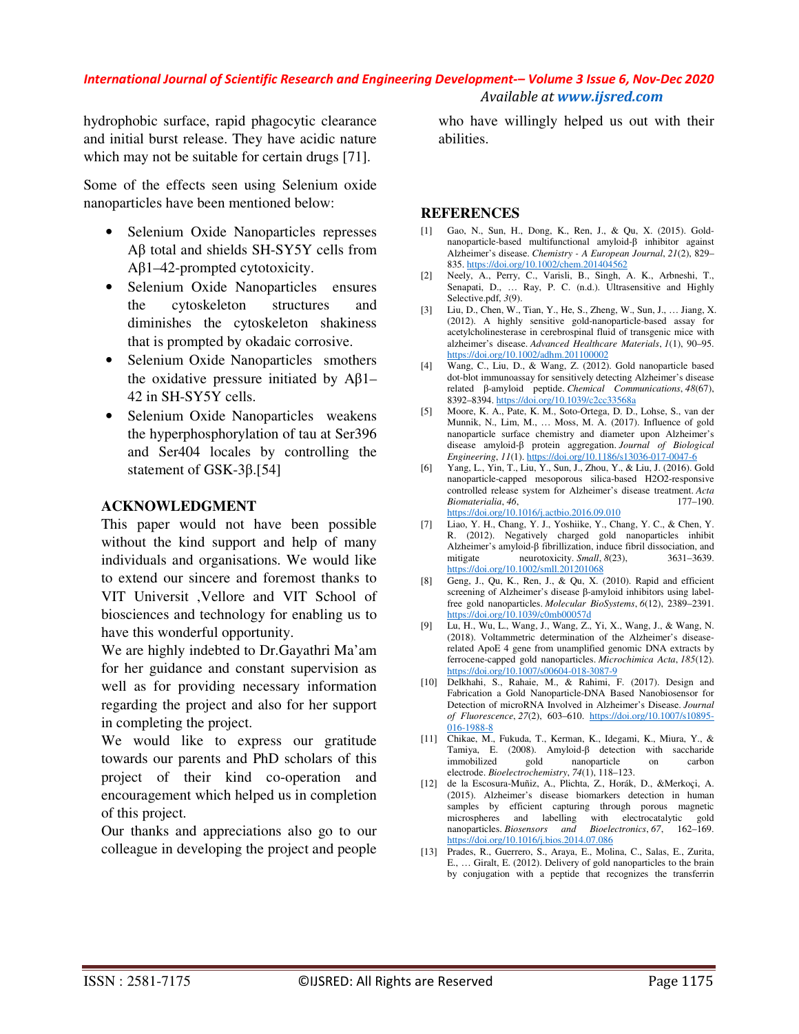hydrophobic surface, rapid phagocytic clearance and initial burst release. They have acidic nature which may not be suitable for certain drugs [71].

Some of the effects seen using Selenium oxide nanoparticles have been mentioned below:

- Selenium Oxide Nanoparticles represses Aβ total and shields SH-SY5Y cells from Aβ1–42-prompted cytotoxicity.
- Selenium Oxide Nanoparticles ensures the cytoskeleton structures and diminishes the cytoskeleton shakiness that is prompted by okadaic corrosive.
- Selenium Oxide Nanoparticles smothers the oxidative pressure initiated by Aβ1–42 in SH-SY5Y cells.
- Selenium Oxide Nanoparticles weakens the hyperphosphorylation of tau at Ser396 and Ser404 locales by controlling the statement of GSK-3β.[54]

## ACKNOWLEDGMENT

This paper would not have been possible without the kind support and help of many individuals and organisations. We would like to extend our sincere and foremost thanks to VIT Universit ,Vellore and VIT School of biosciences and technology for enabling us to have this wonderful opportunity.

We are highly indebted to Dr.Gayathri Ma'am for her guidance and constant supervision as well as for providing necessary information regarding the project and also for her support in completing the project.

We would like to express our gratitude towards our parents and PhD scholars of this project of their kind co-operation and encouragement which helped us in completion of this project.

Our thanks and appreciations also go to our colleague in developing the project and people who have willingly helped us out with their abilities.

## REFERENCES

[1] Gao, N., Sun, H., Dong, K., Ren, J., & Qu, X. (2015). Gold-nanoparticle-based multifunctional amyloid-β inhibitor against Alzheimer's disease. *Chemistry - A European Journal*, *21*(2), 829–835. https://doi.org/10.1002/chem.201404562

[2] Neely, A., Perry, C., Varisli, B., Singh, A. K., Arbneshi, T., Senapati, D., … Ray, P. C. (n.d.). Ultrasensitive and Highly Selective.pdf, *3*(9).

[3] Liu, D., Chen, W., Tian, Y., He, S., Zheng, W., Sun, J., … Jiang, X. (2012). A highly sensitive gold-nanoparticle-based assay for acetylcholinesterase in cerebrospinal fluid of transgenic mice with alzheimer's disease. *Advanced Healthcare Materials*, *1*(1), 90–95. https://doi.org/10.1002/adhm.201100002

[4] Wang, C., Liu, D., & Wang, Z. (2012). Gold nanoparticle based dot-blot immunoassay for sensitively detecting Alzheimer's disease related β-amyloid peptide. *Chemical Communications*, *48*(67), 8392–8394. https://doi.org/10.1039/c2cc33568a

[5] Moore, K. A., Pate, K. M., Soto-Ortega, D. D., Lohse, S., van der Munnik, N., Lim, M., … Moss, M. A. (2017). Influence of gold nanoparticle surface chemistry and diameter upon Alzheimer's disease amyloid-β protein aggregation. *Journal of Biological Engineering*, *11*(1). https://doi.org/10.1186/s13036-017-0047-6

[6] Yang, L., Yin, T., Liu, Y., Sun, J., Zhou, Y., & Liu, J. (2016). Gold nanoparticle-capped mesoporous silica-based H2O2-responsive controlled release system for Alzheimer's disease treatment. *Acta Biomaterialia*, *46*, 177–190. https://doi.org/10.1016/j.actbio.2016.09.010

[7] Liao, Y. H., Chang, Y. J., Yoshiike, Y., Chang, Y. C., & Chen, Y. R. (2012). Negatively charged gold nanoparticles inhibit Alzheimer's amyloid-β fibrillization, induce fibril dissociation, and mitigate neurotoxicity. *Small*, *8*(23), 3631–3639. https://doi.org/10.1002/smll.201201068

[8] Geng, J., Qu, K., Ren, J., & Qu, X. (2010). Rapid and efficient screening of Alzheimer's disease β-amyloid inhibitors using label-free gold nanoparticles. *Molecular BioSystems*, *6*(12), 2389–2391. https://doi.org/10.1039/c0mb00057d

[9] Lu, H., Wu, L., Wang, J., Wang, Z., Yi, X., Wang, J., & Wang, N. (2018). Voltammetric determination of the Alzheimer's disease-related ApoE 4 gene from unamplified genomic DNA extracts by ferrocene-capped gold nanoparticles. *Microchimica Acta*, *185*(12). https://doi.org/10.1007/s00604-018-3087-9

[10] Delkhahi, S., Rahaie, M., & Rahimi, F. (2017). Design and Fabrication a Gold Nanoparticle-DNA Based Nanobiosensor for Detection of microRNA Involved in Alzheimer's Disease. *Journal of Fluorescence*, *27*(2), 603–610. https://doi.org/10.1007/s10895-016-1988-8

[11] Chikae, M., Fukuda, T., Kerman, K., Idegami, K., Miura, Y., & Tamiya, E. (2008). Amyloid-β detection with saccharide immobilized gold nanoparticle on carbon electrode. *Bioelectrochemistry*, *74*(1), 118–123.

[12] de la Escosura-Muñiz, A., Plichta, Z., Horák, D., &Merkoçi, A. (2015). Alzheimer's disease biomarkers detection in human samples by efficient capturing through porous magnetic microspheres and labelling with electrocatalytic gold nanoparticles. *Biosensors and Bioelectronics*, *67*, 162–169. https://doi.org/10.1016/j.bios.2014.07.086

[13] Prades, R., Guerrero, S., Araya, E., Molina, C., Salas, E., Zurita, E., … Giralt, E. (2012). Delivery of gold nanoparticles to the brain by conjugation with a peptide that recognizes the transferrin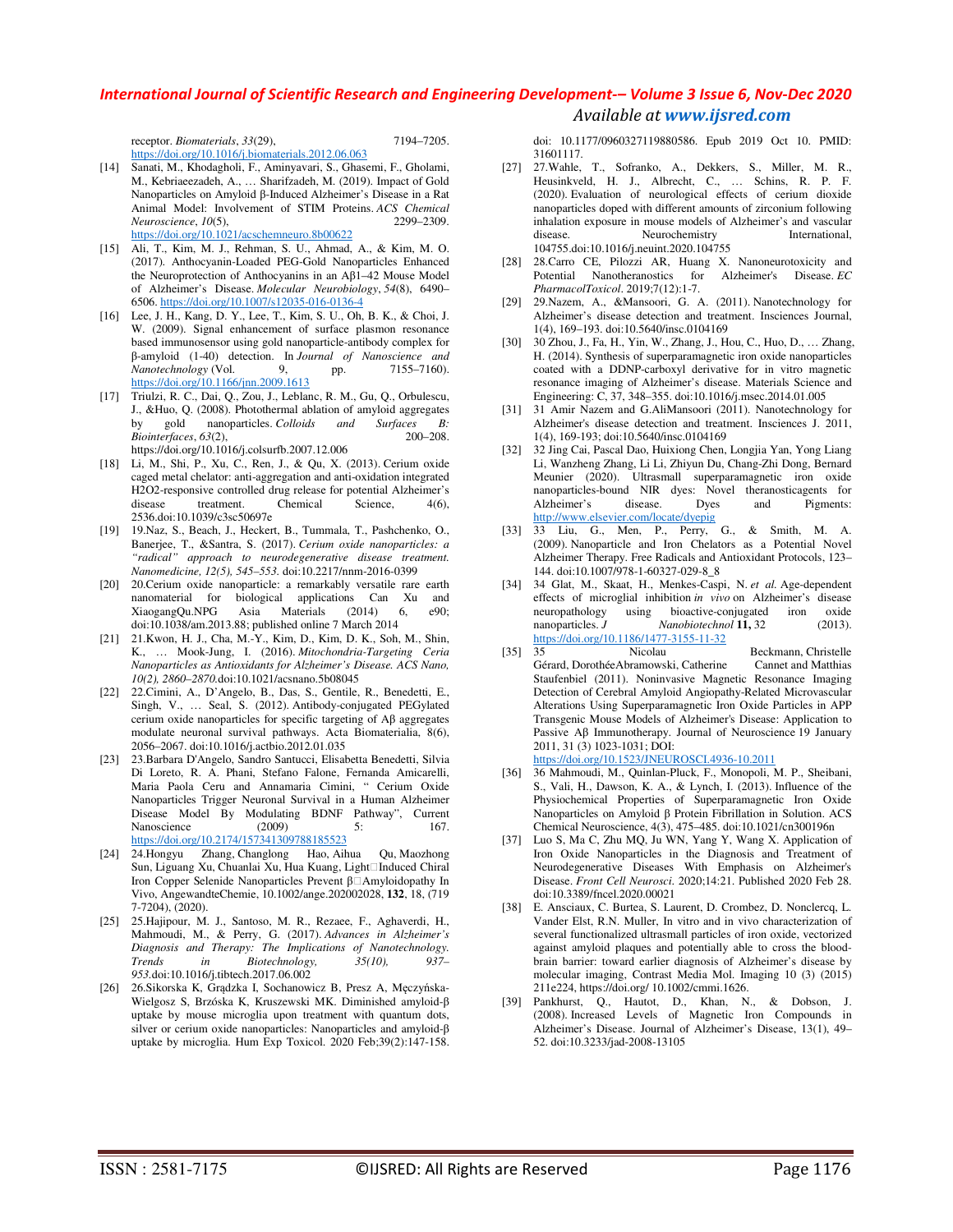receptor. *Biomaterials*, *33*(29), 7194–7205. https://doi.org/10.1016/j.biomaterials.2012.06.063

[14] Sanati, M., Khodagholi, F., Aminyavari, S., Ghasemi, F., Gholami, M., Kebriaeezadeh, A., … Sharifzadeh, M. (2019). Impact of Gold Nanoparticles on Amyloid β-Induced Alzheimer's Disease in a Rat Animal Model: Involvement of STIM Proteins. *ACS Chemical Neuroscience*, *10*(5), 2299–2309. https://doi.org/10.1021/acschemneuro.8b00622

[15] Ali, T., Kim, M. J., Rehman, S. U., Ahmad, A., & Kim, M. O. (2017). Anthocyanin-Loaded PEG-Gold Nanoparticles Enhanced the Neuroprotection of Anthocyanins in an Aβ1–42 Mouse Model of Alzheimer's Disease. *Molecular Neurobiology*, *54*(8), 6490–6506. https://doi.org/10.1007/s12035-016-0136-4

[16] Lee, J. H., Kang, D. Y., Lee, T., Kim, S. U., Oh, B. K., & Choi, J. W. (2009). Signal enhancement of surface plasmon resonance based immunosensor using gold nanoparticle-antibody complex for β-amyloid (1-40) detection. In *Journal of Nanoscience and Nanotechnology* (Vol. 9, pp. 7155–7160). https://doi.org/10.1166/jnn.2009.1613

[17] Triulzi, R. C., Dai, Q., Zou, J., Leblanc, R. M., Gu, Q., Orbulescu, J., &Huo, Q. (2008). Photothermal ablation of amyloid aggregates by gold nanoparticles. *Colloids and Surfaces B: Biointerfaces*, *63*(2), 200–208. https://doi.org/10.1016/j.colsurfb.2007.12.006

[18] Li, M., Shi, P., Xu, C., Ren, J., & Qu, X. (2013). Cerium oxide caged metal chelator: anti-aggregation and anti-oxidation integrated H2O2-responsive controlled drug release for potential Alzheimer's disease treatment. Chemical Science, 4(6), 2536.doi:10.1039/c3sc50697e

[19] 19.Naz, S., Beach, J., Heckert, B., Tummala, T., Pashchenko, O., Banerjee, T., &Santra, S. (2017). *Cerium oxide nanoparticles: a "radical" approach to neurodegenerative disease treatment. Nanomedicine, 12(5), 545–553.* doi:10.2217/nnm-2016-0399

[20] 20.Cerium oxide nanoparticle: a remarkably versatile rare earth nanomaterial for biological applications Can Xu and XiaogangQu.NPG Asia Materials (2014) 6, e90; doi:10.1038/am.2013.88; published online 7 March 2014

[21] 21.Kwon, H. J., Cha, M.-Y., Kim, D., Kim, D. K., Soh, M., Shin, K., … Mook-Jung, I. (2016). *Mitochondria-Targeting Ceria Nanoparticles as Antioxidants for Alzheimer's Disease. ACS Nano, 10(2), 2860–2870.*doi:10.1021/acsnano.5b08045

[22] 22.Cimini, A., D'Angelo, B., Das, S., Gentile, R., Benedetti, E., Singh, V., … Seal, S. (2012). Antibody-conjugated PEGylated cerium oxide nanoparticles for specific targeting of Aβ aggregates modulate neuronal survival pathways. Acta Biomaterialia, 8(6), 2056–2067. doi:10.1016/j.actbio.2012.01.035

[23] 23.Barbara D'Angelo, Sandro Santucci, Elisabetta Benedetti, Silvia Di Loreto, R. A. Phani, Stefano Falone, Fernanda Amicarelli, Maria Paola Ceru and Annamaria Cimini, " Cerium Oxide Nanoparticles Trigger Neuronal Survival in a Human Alzheimer Disease Model By Modulating BDNF Pathway", Current Nanoscience (2009) 5: 167. https://doi.org/10.2174/157341309788185523

[24] 24.Hongyu Zhang, Changlong Hao, Aihua Qu, Maozhong Sun, Liguang Xu, Chuanlai Xu, Hua Kuang, Light□Induced Chiral Iron Copper Selenide Nanoparticles Prevent β□Amyloidopathy In Vivo, AngewandteChemie, 10.1002/ange.202002028, **132**, 18, (7197-7204), (2020).

[25] 25.Hajipour, M. J., Santoso, M. R., Rezaee, F., Aghaverdi, H., Mahmoudi, M., & Perry, G. (2017). *Advances in Alzheimer's Diagnosis and Therapy: The Implications of Nanotechnology. Trends in Biotechnology, 35(10), 937–953.*doi:10.1016/j.tibtech.2017.06.002

[26] 26.Sikorska K, Grądzka I, Sochanowicz B, Presz A, Męczyńska-Wielgosz S, Brzóska K, Kruszewski MK. Diminished amyloid-β uptake by mouse microglia upon treatment with quantum dots, silver or cerium oxide nanoparticles: Nanoparticles and amyloid-β uptake by microglia. Hum Exp Toxicol. 2020 Feb;39(2):147-158. doi: 10.1177/0960327119880586. Epub 2019 Oct 10. PMID: 31601117.

[27] 27.Wahle, T., Sofranko, A., Dekkers, S., Miller, M. R., Heusinkveld, H. J., Albrecht, C., … Schins, R. P. F. (2020). Evaluation of neurological effects of cerium dioxide nanoparticles doped with different amounts of zirconium following inhalation exposure in mouse models of Alzheimer's and vascular disease. Neurochemistry International, 104755.doi:10.1016/j.neuint.2020.104755

[28] 28.Carro CE, Pilozzi AR, Huang X. Nanoneurotoxicity and Potential Nanotheranostics for Alzheimer's Disease. *EC PharmacolToxicol*. 2019;7(12):1-7.

[29] 29.Nazem, A., &Mansoori, G. A. (2011). Nanotechnology for Alzheimer's disease detection and treatment. Insciences Journal, 1(4), 169–193. doi:10.5640/insc.0104169

[30] 30 Zhou, J., Fa, H., Yin, W., Zhang, J., Hou, C., Huo, D., … Zhang, H. (2014). Synthesis of superparamagnetic iron oxide nanoparticles coated with a DDNP-carboxyl derivative for in vitro magnetic resonance imaging of Alzheimer's disease. Materials Science and Engineering: C, 37, 348–355. doi:10.1016/j.msec.2014.01.005

[31] 31 Amir Nazem and G.AliMansoori (2011). Nanotechnology for Alzheimer's disease detection and treatment. Insciences J. 2011, 1(4), 169-193; doi:10.5640/insc.0104169

[32] 32 Jing Cai, Pascal Dao, Huixiong Chen, Longjia Yan, Yong Liang Li, Wanzheng Zhang, Li Li, Zhiyun Du, Chang-Zhi Dong, Bernard Meunier (2020). Ultrasmall superparamagnetic iron oxide nanoparticles-bound NIR dyes: Novel theranosticagents for Alzheimer's disease. Dyes and Pigments: http://www.elsevier.com/locate/dyepig

[33] 33 Liu, G., Men, P., Perry, G., & Smith, M. A. (2009). Nanoparticle and Iron Chelators as a Potential Novel Alzheimer Therapy. Free Radicals and Antioxidant Protocols, 123–144. doi:10.1007/978-1-60327-029-8_8

[34] 34 Glat, M., Skaat, H., Menkes-Caspi, N. *et al.* Age-dependent effects of microglial inhibition *in vivo* on Alzheimer's disease neuropathology using bioactive-conjugated iron oxide nanoparticles. *J Nanobiotechnol* **11,** 32 (2013). https://doi.org/10.1186/1477-3155-11-32

[35] 35 Nicolau Beckmann, Christelle Gérard, DorothéeAbramowski, Catherine Cannet and Matthias Staufenbiel (2011). Noninvasive Magnetic Resonance Imaging Detection of Cerebral Amyloid Angiopathy-Related Microvascular Alterations Using Superparamagnetic Iron Oxide Particles in APP Transgenic Mouse Models of Alzheimer's Disease: Application to Passive Aβ Immunotherapy. Journal of Neuroscience 19 January 2011, 31 (3) 1023-1031; DOI: https://doi.org/10.1523/JNEUROSCI.4936-10.2011

[36] 36 Mahmoudi, M., Quinlan-Pluck, F., Monopoli, M. P., Sheibani, S., Vali, H., Dawson, K. A., & Lynch, I. (2013). Influence of the Physiochemical Properties of Superparamagnetic Iron Oxide Nanoparticles on Amyloid β Protein Fibrillation in Solution. ACS Chemical Neuroscience, 4(3), 475–485. doi:10.1021/cn300196n

[37] Luo S, Ma C, Zhu MQ, Ju WN, Yang Y, Wang X. Application of Iron Oxide Nanoparticles in the Diagnosis and Treatment of Neurodegenerative Diseases With Emphasis on Alzheimer's Disease. *Front Cell Neurosci.* 2020;14:21. Published 2020 Feb 28. doi:10.3389/fncel.2020.00021

[38] E. Ansciaux, C. Burtea, S. Laurent, D. Crombez, D. Nonclercq, L. Vander Elst, R.N. Muller, In vitro and in vivo characterization of several functionalized ultrasmall particles of iron oxide, vectorized against amyloid plaques and potentially able to cross the blood-brain barrier: toward earlier diagnosis of Alzheimer's disease by molecular imaging, Contrast Media Mol. Imaging 10 (3) (2015) 211e224, https://doi.org/ 10.1002/cmmi.1626.

[39] Pankhurst, Q., Hautot, D., Khan, N., & Dobson, J. (2008). Increased Levels of Magnetic Iron Compounds in Alzheimer's Disease. Journal of Alzheimer's Disease, 13(1), 49–52. doi:10.3233/jad-2008-13105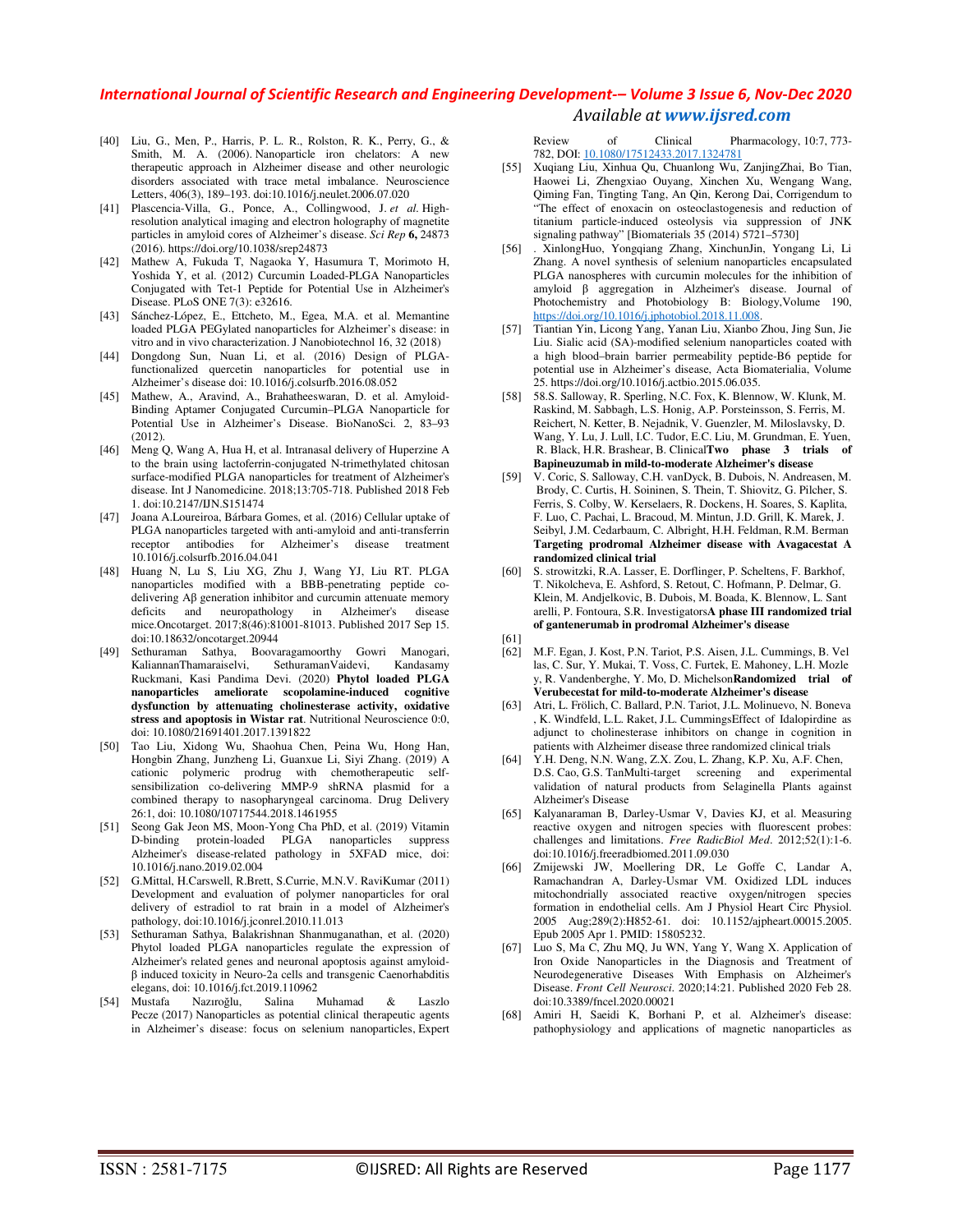[40] Liu, G., Men, P., Harris, P. L. R., Rolston, R. K., Perry, G., & Smith, M. A. (2006). Nanoparticle iron chelators: A new therapeutic approach in Alzheimer disease and other neurologic disorders associated with trace metal imbalance. Neuroscience Letters, 406(3), 189–193. doi:10.1016/j.neulet.2006.07.020

[41] Plascencia-Villa, G., Ponce, A., Collingwood, J. *et al.* High-resolution analytical imaging and electron holography of magnetite particles in amyloid cores of Alzheimer's disease. *Sci Rep* **6,** 24873 (2016). https://doi.org/10.1038/srep24873

[42] Mathew A, Fukuda T, Nagaoka Y, Hasumura T, Morimoto H, Yoshida Y, et al. (2012) Curcumin Loaded-PLGA Nanoparticles Conjugated with Tet-1 Peptide for Potential Use in Alzheimer's Disease. PLoS ONE 7(3): e32616.

[43] Sánchez-López, E., Ettcheto, M., Egea, M.A. et al. Memantine loaded PLGA PEGylated nanoparticles for Alzheimer's disease: in vitro and in vivo characterization. J Nanobiotechnol 16, 32 (2018)

[44] Dongdong Sun, Nuan Li, et al. (2016) Design of PLGA-functionalized quercetin nanoparticles for potential use in Alzheimer's disease doi: 10.1016/j.colsurfb.2016.08.052

[45] Mathew, A., Aravind, A., Brahatheeswaran, D. et al. Amyloid-Binding Aptamer Conjugated Curcumin–PLGA Nanoparticle for Potential Use in Alzheimer's Disease. BioNanoSci. 2, 83–93 (2012).

[46] Meng Q, Wang A, Hua H, et al. Intranasal delivery of Huperzine A to the brain using lactoferrin-conjugated N-trimethylated chitosan surface-modified PLGA nanoparticles for treatment of Alzheimer's disease. Int J Nanomedicine. 2018;13:705-718. Published 2018 Feb 1. doi:10.2147/IJN.S151474

[47] Joana A.Loureiroa, Bárbara Gomes, et al. (2016) Cellular uptake of PLGA nanoparticles targeted with anti-amyloid and anti-transferrin receptor antibodies for Alzheimer's disease treatment 10.1016/j.colsurfb.2016.04.041

[48] Huang N, Lu S, Liu XG, Zhu J, Wang YJ, Liu RT. PLGA nanoparticles modified with a BBB-penetrating peptide co-delivering Aβ generation inhibitor and curcumin attenuate memory deficits and neuropathology in Alzheimer's disease mice.Oncotarget. 2017;8(46):81001-81013. Published 2017 Sep 15. doi:10.18632/oncotarget.20944

[49] Sethuraman Sathya, Boovaragamoorthy Gowri Manogari, KaliannanThamaraiselvi, SethuramanVaidevi, Kandasamy Ruckmani, Kasi Pandima Devi. (2020) **Phytol loaded PLGA nanoparticles ameliorate scopolamine-induced cognitive dysfunction by attenuating cholinesterase activity, oxidative stress and apoptosis in Wistar rat**. Nutritional Neuroscience 0:0, doi: 10.1080/21691401.2017.1391822

[50] Tao Liu, Xidong Wu, Shaohua Chen, Peina Wu, Hong Han, Hongbin Zhang, Junzheng Li, Guanxue Li, Siyi Zhang. (2019) A cationic polymeric prodrug with chemotherapeutic self-sensibilization co-delivering MMP-9 shRNA plasmid for a combined therapy to nasopharyngeal carcinoma. Drug Delivery 26:1, doi: 10.1080/10717544.2018.1461955

[51] Seong Gak Jeon MS, Moon-Yong Cha PhD, et al. (2019) Vitamin D-binding protein-loaded PLGA nanoparticles suppress Alzheimer's disease-related pathology in 5XFAD mice, doi: 10.1016/j.nano.2019.02.004

[52] G.Mittal, H.Carswell, R.Brett, S.Currie, M.N.V. RaviKumar (2011) Development and evaluation of polymer nanoparticles for oral delivery of estradiol to rat brain in a model of Alzheimer's pathology, doi:10.1016/j.jconrel.2010.11.013

[53] Sethuraman Sathya, Balakrishnan Shanmuganathan, et al. (2020) Phytol loaded PLGA nanoparticles regulate the expression of Alzheimer's related genes and neuronal apoptosis against amyloid-β induced toxicity in Neuro-2a cells and transgenic Caenorhabditis elegans, doi: 10.1016/j.fct.2019.110962

[54] Mustafa Nazıroğlu, Salina Muhamad & Laszlo Pecze (2017) Nanoparticles as potential clinical therapeutic agents in Alzheimer's disease: focus on selenium nanoparticles, Expert Review of Clinical Pharmacology, 10:7, 773-782, DOI: 10.1080/17512433.2017.1324781

[55] Xuqiang Liu, Xinhua Qu, Chuanlong Wu, ZanjingZhai, Bo Tian, Haowei Li, Zhengxiao Ouyang, Xinchen Xu, Wengang Wang, Qiming Fan, Tingting Tang, An Qin, Kerong Dai, Corrigendum to "The effect of enoxacin on osteoclastogenesis and reduction of titanium particle-induced osteolysis via suppression of JNK signaling pathway" [Biomaterials 35 (2014) 5721–5730]

[56] . XinlongHuo, Yongqiang Zhang, XinchunJin, Yongang Li, Li Zhang. A novel synthesis of selenium nanoparticles encapsulated PLGA nanospheres with curcumin molecules for the inhibition of amyloid β aggregation in Alzheimer's disease. Journal of Photochemistry and Photobiology B: Biology,Volume 190, https://doi.org/10.1016/j.jphotobiol.2018.11.008.

[57] Tiantian Yin, Licong Yang, Yanan Liu, Xianbo Zhou, Jing Sun, Jie Liu. Sialic acid (SA)-modified selenium nanoparticles coated with a high blood–brain barrier permeability peptide-B6 peptide for potential use in Alzheimer's disease, Acta Biomaterialia, Volume 25. https://doi.org/10.1016/j.actbio.2015.06.035.

[58] 58.S. Salloway, R. Sperling, N.C. Fox, K. Blennow, W. Klunk, M. Raskind, M. Sabbagh, L.S. Honig, A.P. Porsteinsson, S. Ferris, M. Reichert, N. Ketter, B. Nejadnik, V. Guenzler, M. Miloslavsky, D. Wang, Y. Lu, J. Lull, I.C. Tudor, E.C. Liu, M. Grundman, E. Yuen, R. Black, H.R. Brashear, B. Clinical**Two phase 3 trials of Bapineuzumab in mild-to-moderate Alzheimer's disease**

[59] V. Coric, S. Salloway, C.H. vanDyck, B. Dubois, N. Andreasen, M. Brody, C. Curtis, H. Soininen, S. Thein, T. Shiovitz, G. Pilcher, S. Ferris, S. Colby, W. Kerselaers, R. Dockens, H. Soares, S. Kaplita, F. Luo, C. Pachai, L. Bracoud, M. Mintun, J.D. Grill, K. Marek, J. Seibyl, J.M. Cedarbaum, C. Albright, H.H. Feldman, R.M. Berman **Targeting prodromal Alzheimer disease with Avagacestat A randomized clinical trial**

[60] S. strowitzki, R.A. Lasser, E. Dorflinger, P. Scheltens, F. Barkhof, T. Nikolcheva, E. Ashford, S. Retout, C. Hofmann, P. Delmar, G. Klein, M. Andjelkovic, B. Dubois, M. Boada, K. Blennow, L. Sant arelli, P. Fontoura, S.R. Investigators**A phase III randomized trial of gantenerumab in prodromal Alzheimer's disease**

[61]

[62] M.F. Egan, J. Kost, P.N. Tariot, P.S. Aisen, J.L. Cummings, B. Vel las, C. Sur, Y. Mukai, T. Voss, C. Furtek, E. Mahoney, L.H. Mozle y, R. Vandenberghe, Y. Mo, D. Michelson**Randomized trial of Verubecestat for mild-to-moderate Alzheimer's disease**

[63] Atri, L. Frölich, C. Ballard, P.N. Tariot, J.L. Molinuevo, N. Boneva , K. Windfeld, L.L. Raket, J.L. CummingsEffect of Idalopirdine as adjunct to cholinesterase inhibitors on change in cognition in patients with Alzheimer disease three randomized clinical trials

[64] Y.H. Deng, N.N. Wang, Z.X. Zou, L. Zhang, K.P. Xu, A.F. Chen, D.S. Cao, G.S. TanMulti-target screening and experimental validation of natural products from Selaginella Plants against Alzheimer's Disease

[65] Kalyanaraman B, Darley-Usmar V, Davies KJ, et al. Measuring reactive oxygen and nitrogen species with fluorescent probes: challenges and limitations. *Free RadicBiol Med*. 2012;52(1):1-6. doi:10.1016/j.freeradbiomed.2011.09.030

[66] Zmijewski JW, Moellering DR, Le Goffe C, Landar A, Ramachandran A, Darley-Usmar VM. Oxidized LDL induces mitochondrially associated reactive oxygen/nitrogen species formation in endothelial cells. Am J Physiol Heart Circ Physiol. 2005 Aug;289(2):H852-61. doi: 10.1152/ajpheart.00015.2005. Epub 2005 Apr 1. PMID: 15805232.

[67] Luo S, Ma C, Zhu MQ, Ju WN, Yang Y, Wang X. Application of Iron Oxide Nanoparticles in the Diagnosis and Treatment of Neurodegenerative Diseases With Emphasis on Alzheimer's Disease. *Front Cell Neurosci*. 2020;14:21. Published 2020 Feb 28. doi:10.3389/fncel.2020.00021

[68] Amiri H, Saeidi K, Borhani P, et al. Alzheimer's disease: pathophysiology and applications of magnetic nanoparticles as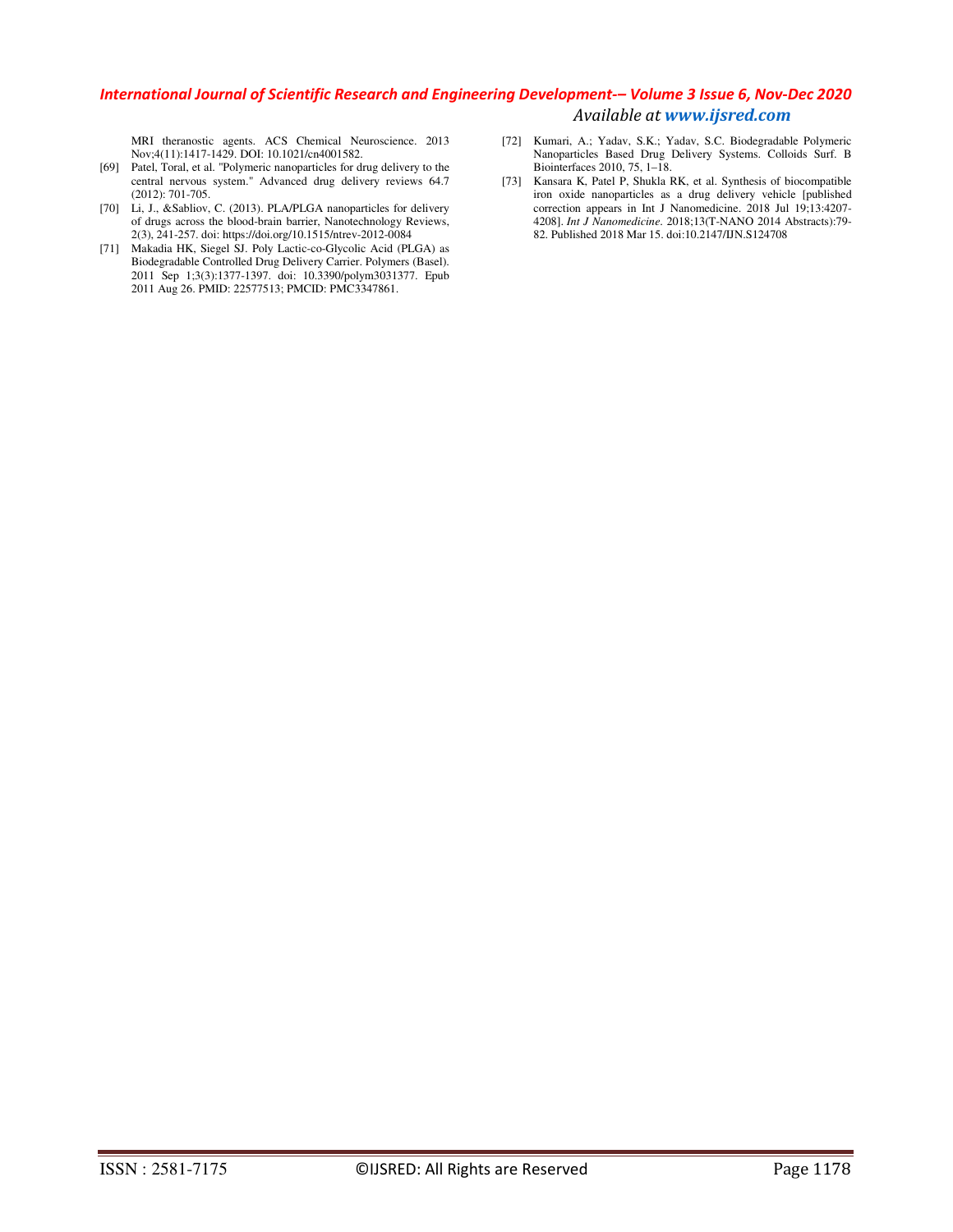MRI theranostic agents. ACS Chemical Neuroscience. 2013 Nov;4(11):1417-1429. DOI: 10.1021/cn4001582.

[69] Patel, Toral, et al. "Polymeric nanoparticles for drug delivery to the central nervous system." Advanced drug delivery reviews 64.7 (2012): 701-705.

[70] Li, J., &Sabliov, C. (2013). PLA/PLGA nanoparticles for delivery of drugs across the blood-brain barrier, Nanotechnology Reviews, 2(3), 241-257. doi: https://doi.org/10.1515/ntrev-2012-0084

[71] Makadia HK, Siegel SJ. Poly Lactic-co-Glycolic Acid (PLGA) as Biodegradable Controlled Drug Delivery Carrier. Polymers (Basel). 2011 Sep 1;3(3):1377-1397. doi: 10.3390/polym3031377. Epub 2011 Aug 26. PMID: 22577513; PMCID: PMC3347861.

[72] Kumari, A.; Yadav, S.K.; Yadav, S.C. Biodegradable Polymeric Nanoparticles Based Drug Delivery Systems. Colloids Surf. B Biointerfaces 2010, 75, 1–18.

[73] Kansara K, Patel P, Shukla RK, et al. Synthesis of biocompatible iron oxide nanoparticles as a drug delivery vehicle [published correction appears in Int J Nanomedicine. 2018 Jul 19;13:4207-4208]. *Int J Nanomedicine*. 2018;13(T-NANO 2014 Abstracts):79-82. Published 2018 Mar 15. doi:10.2147/IJN.S124708